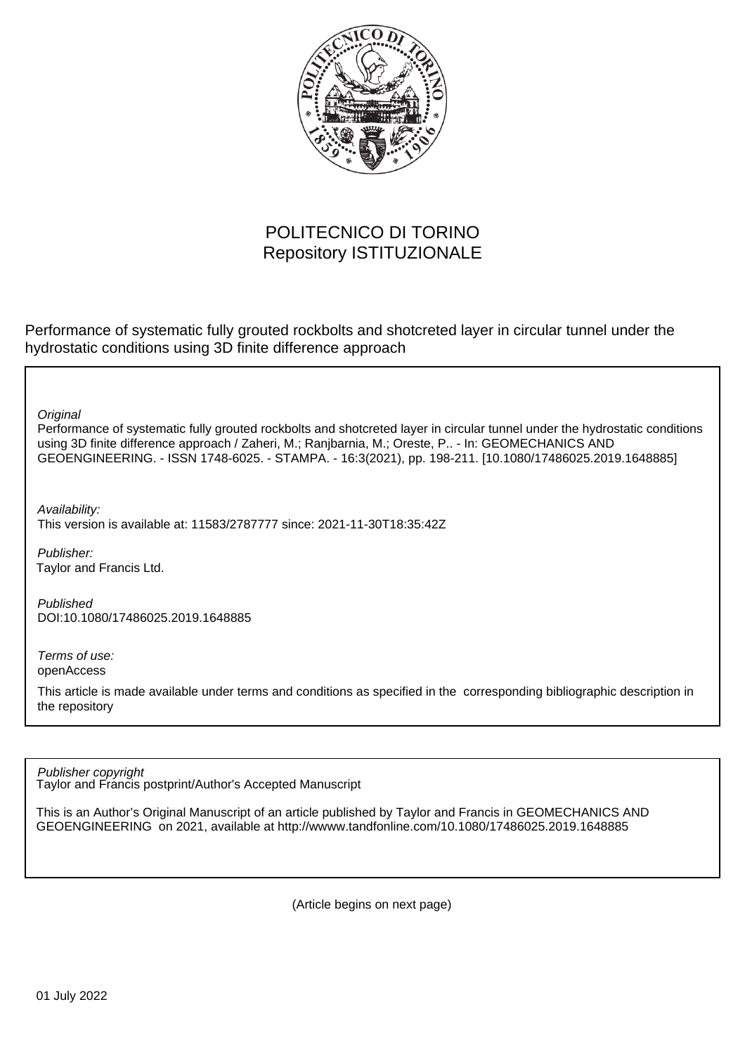POLITECNICO DI TORINO
Repository ISTITUZIONALE

Performance of systematic fully grouted rockbolts and shotcreted layer in circular tunnel under the hydrostatic conditions using 3D finite difference approach

*Original*
Performance of systematic fully grouted rockbolts and shotcreted layer in circular tunnel under the hydrostatic conditions using 3D finite difference approach / Zaheri, M.; Ranjbarnia, M.; Oreste, P.. - In: GEOMECHANICS AND GEOENGINEERING. - ISSN 1748-6025. - STAMPA. - 16:3(2021), pp. 198-211. [10.1080/17486025.2019.1648885]

*Availability:*
This version is available at: 11583/2787777 since: 2021-11-30T18:35:42Z

*Publisher:*
Taylor and Francis Ltd.

*Published*
DOI:10.1080/17486025.2019.1648885

*Terms of use:*
openAccess

This article is made available under terms and conditions as specified in the corresponding bibliographic description in the repository

*Publisher copyright*
Taylor and Francis postprint/Author's Accepted Manuscript

This is an Author's Original Manuscript of an article published by Taylor and Francis in GEOMECHANICS AND GEOENGINEERING on 2021, available at http://wwww.tandfonline.com/10.1080/17486025.2019.1648885

(Article begins on next page)

01 July 2022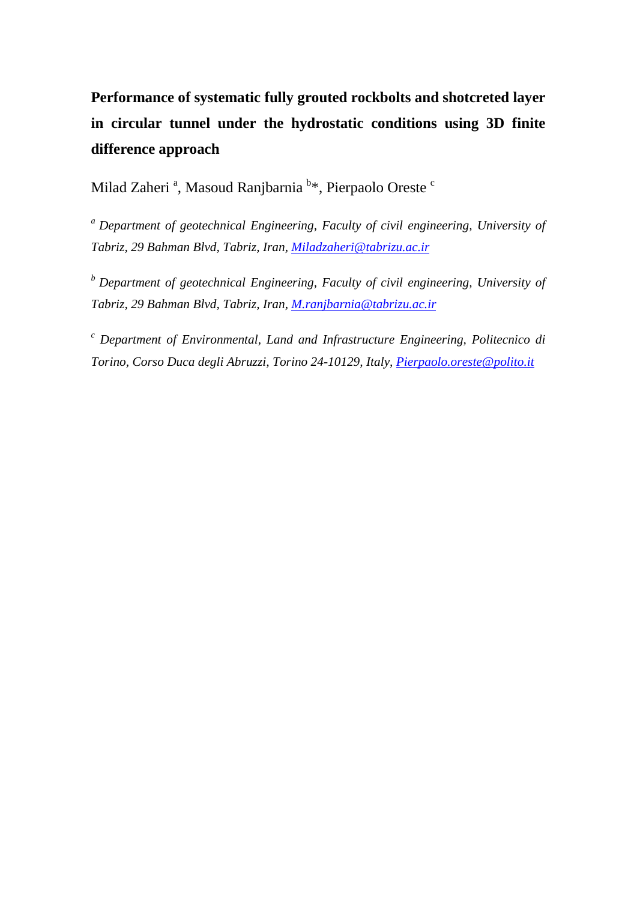# Performance of systematic fully grouted rockbolts and shotcreted layer in circular tunnel under the hydrostatic conditions using 3D finite difference approach

Milad Zaheri [a], Masoud Ranjbarnia [b]*, Pierpaolo Oreste [c]

[a] *Department of geotechnical Engineering, Faculty of civil engineering, University of Tabriz, 29 Bahman Blvd, Tabriz, Iran, Miladzaheri@tabrizu.ac.ir*

[b] *Department of geotechnical Engineering, Faculty of civil engineering, University of Tabriz, 29 Bahman Blvd, Tabriz, Iran, M.ranjbarnia@tabrizu.ac.ir*

[c] *Department of Environmental, Land and Infrastructure Engineering, Politecnico di Torino, Corso Duca degli Abruzzi, Torino 24-10129, Italy, Pierpaolo.oreste@polito.it*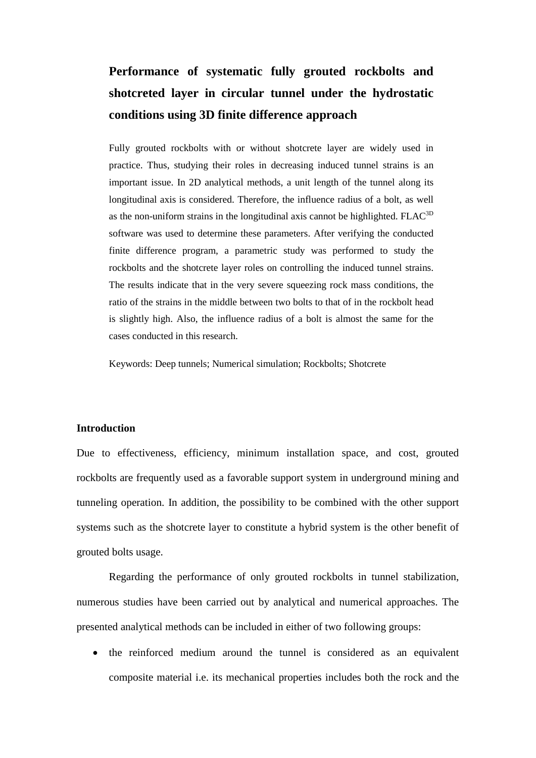# Performance of systematic fully grouted rockbolts and shotcreted layer in circular tunnel under the hydrostatic conditions using 3D finite difference approach

Fully grouted rockbolts with or without shotcrete layer are widely used in practice. Thus, studying their roles in decreasing induced tunnel strains is an important issue. In 2D analytical methods, a unit length of the tunnel along its longitudinal axis is considered. Therefore, the influence radius of a bolt, as well as the non-uniform strains in the longitudinal axis cannot be highlighted. FLAC$^{3D}$ software was used to determine these parameters. After verifying the conducted finite difference program, a parametric study was performed to study the rockbolts and the shotcrete layer roles on controlling the induced tunnel strains. The results indicate that in the very severe squeezing rock mass conditions, the ratio of the strains in the middle between two bolts to that of in the rockbolt head is slightly high. Also, the influence radius of a bolt is almost the same for the cases conducted in this research.

Keywords: Deep tunnels; Numerical simulation; Rockbolts; Shotcrete

## Introduction

Due to effectiveness, efficiency, minimum installation space, and cost, grouted rockbolts are frequently used as a favorable support system in underground mining and tunneling operation. In addition, the possibility to be combined with the other support systems such as the shotcrete layer to constitute a hybrid system is the other benefit of grouted bolts usage.

Regarding the performance of only grouted rockbolts in tunnel stabilization, numerous studies have been carried out by analytical and numerical approaches. The presented analytical methods can be included in either of two following groups:

- the reinforced medium around the tunnel is considered as an equivalent composite material i.e. its mechanical properties includes both the rock and the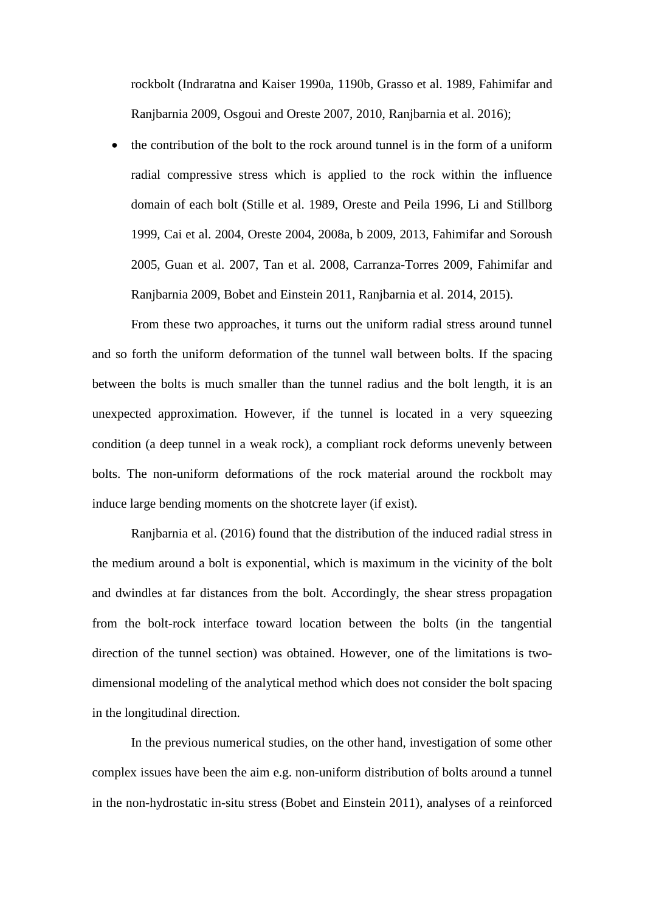rockbolt (Indraratna and Kaiser 1990a, 1190b, Grasso et al. 1989, Fahimifar and Ranjbarnia 2009, Osgoui and Oreste 2007, 2010, Ranjbarnia et al. 2016);

- the contribution of the bolt to the rock around tunnel is in the form of a uniform radial compressive stress which is applied to the rock within the influence domain of each bolt (Stille et al. 1989, Oreste and Peila 1996, Li and Stillborg 1999, Cai et al. 2004, Oreste 2004, 2008a, b 2009, 2013, Fahimifar and Soroush 2005, Guan et al. 2007, Tan et al. 2008, Carranza-Torres 2009, Fahimifar and Ranjbarnia 2009, Bobet and Einstein 2011, Ranjbarnia et al. 2014, 2015).

From these two approaches, it turns out the uniform radial stress around tunnel and so forth the uniform deformation of the tunnel wall between bolts. If the spacing between the bolts is much smaller than the tunnel radius and the bolt length, it is an unexpected approximation. However, if the tunnel is located in a very squeezing condition (a deep tunnel in a weak rock), a compliant rock deforms unevenly between bolts. The non-uniform deformations of the rock material around the rockbolt may induce large bending moments on the shotcrete layer (if exist).

Ranjbarnia et al. (2016) found that the distribution of the induced radial stress in the medium around a bolt is exponential, which is maximum in the vicinity of the bolt and dwindles at far distances from the bolt. Accordingly, the shear stress propagation from the bolt-rock interface toward location between the bolts (in the tangential direction of the tunnel section) was obtained. However, one of the limitations is two-dimensional modeling of the analytical method which does not consider the bolt spacing in the longitudinal direction.

In the previous numerical studies, on the other hand, investigation of some other complex issues have been the aim e.g. non-uniform distribution of bolts around a tunnel in the non-hydrostatic in-situ stress (Bobet and Einstein 2011), analyses of a reinforced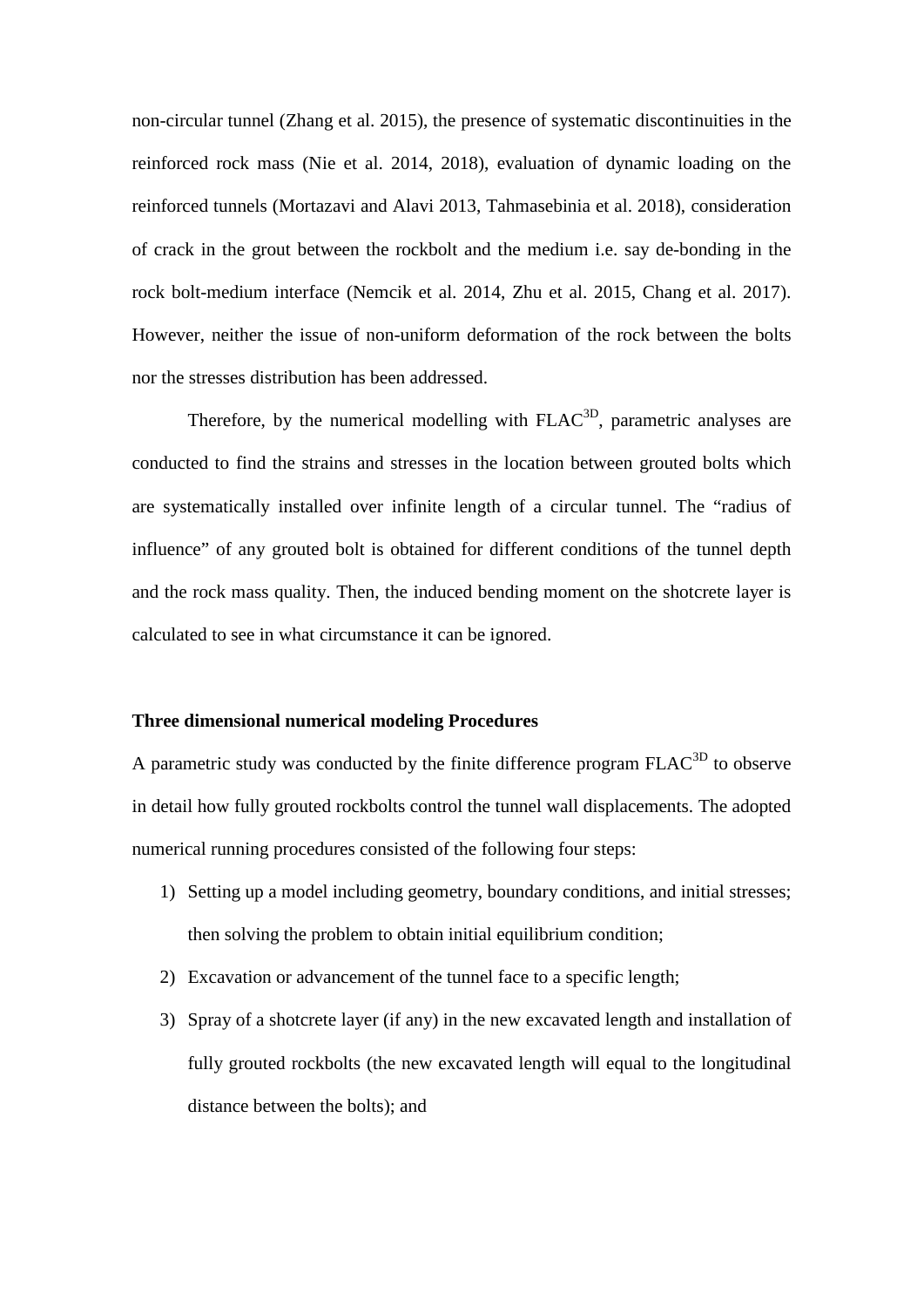non-circular tunnel (Zhang et al. 2015), the presence of systematic discontinuities in the reinforced rock mass (Nie et al. 2014, 2018), evaluation of dynamic loading on the reinforced tunnels (Mortazavi and Alavi 2013, Tahmasebinia et al. 2018), consideration of crack in the grout between the rockbolt and the medium i.e. say de-bonding in the rock bolt-medium interface (Nemcik et al. 2014, Zhu et al. 2015, Chang et al. 2017). However, neither the issue of non-uniform deformation of the rock between the bolts nor the stresses distribution has been addressed.

Therefore, by the numerical modelling with $FLAC^{3D}$, parametric analyses are conducted to find the strains and stresses in the location between grouted bolts which are systematically installed over infinite length of a circular tunnel. The "radius of influence" of any grouted bolt is obtained for different conditions of the tunnel depth and the rock mass quality. Then, the induced bending moment on the shotcrete layer is calculated to see in what circumstance it can be ignored.

### Three dimensional numerical modeling Procedures

A parametric study was conducted by the finite difference program $FLAC^{3D}$ to observe in detail how fully grouted rockbolts control the tunnel wall displacements. The adopted numerical running procedures consisted of the following four steps:

1) Setting up a model including geometry, boundary conditions, and initial stresses; then solving the problem to obtain initial equilibrium condition;
2) Excavation or advancement of the tunnel face to a specific length;
3) Spray of a shotcrete layer (if any) in the new excavated length and installation of fully grouted rockbolts (the new excavated length will equal to the longitudinal distance between the bolts); and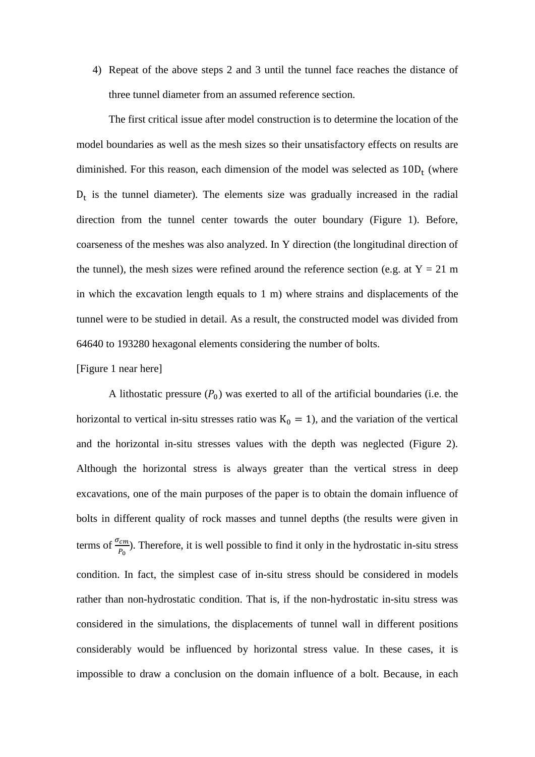4) Repeat of the above steps 2 and 3 until the tunnel face reaches the distance of three tunnel diameter from an assumed reference section.

The first critical issue after model construction is to determine the location of the model boundaries as well as the mesh sizes so their unsatisfactory effects on results are diminished. For this reason, each dimension of the model was selected as $10\mathrm{D_t}$ (where $\mathrm{D_t}$ is the tunnel diameter). The elements size was gradually increased in the radial direction from the tunnel center towards the outer boundary (Figure 1). Before, coarseness of the meshes was also analyzed. In Y direction (the longitudinal direction of the tunnel), the mesh sizes were refined around the reference section (e.g. at Y = 21 m in which the excavation length equals to 1 m) where strains and displacements of the tunnel were to be studied in detail. As a result, the constructed model was divided from 64640 to 193280 hexagonal elements considering the number of bolts.

[Figure 1 near here]

A lithostatic pressure ($P_0$) was exerted to all of the artificial boundaries (i.e. the horizontal to vertical in-situ stresses ratio was $\mathrm{K_0} = 1$), and the variation of the vertical and the horizontal in-situ stresses values with the depth was neglected (Figure 2). Although the horizontal stress is always greater than the vertical stress in deep excavations, one of the main purposes of the paper is to obtain the domain influence of bolts in different quality of rock masses and tunnel depths (the results were given in terms of $\frac{\sigma_{cm}}{P_0}$). Therefore, it is well possible to find it only in the hydrostatic in-situ stress condition. In fact, the simplest case of in-situ stress should be considered in models rather than non-hydrostatic condition. That is, if the non-hydrostatic in-situ stress was considered in the simulations, the displacements of tunnel wall in different positions considerably would be influenced by horizontal stress value. In these cases, it is impossible to draw a conclusion on the domain influence of a bolt. Because, in each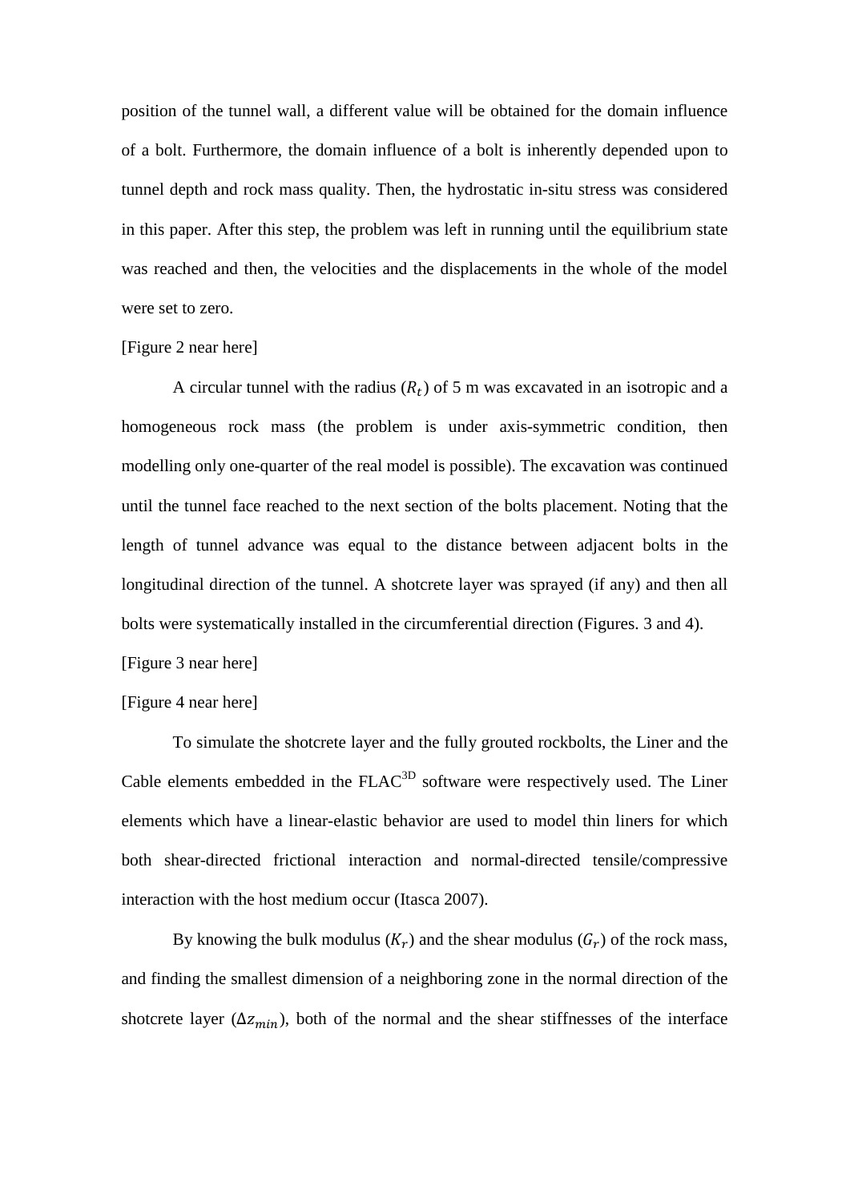position of the tunnel wall, a different value will be obtained for the domain influence of a bolt. Furthermore, the domain influence of a bolt is inherently depended upon to tunnel depth and rock mass quality. Then, the hydrostatic in-situ stress was considered in this paper. After this step, the problem was left in running until the equilibrium state was reached and then, the velocities and the displacements in the whole of the model were set to zero.

[Figure 2 near here]

A circular tunnel with the radius ($R_t$) of 5 m was excavated in an isotropic and a homogeneous rock mass (the problem is under axis-symmetric condition, then modelling only one-quarter of the real model is possible). The excavation was continued until the tunnel face reached to the next section of the bolts placement. Noting that the length of tunnel advance was equal to the distance between adjacent bolts in the longitudinal direction of the tunnel. A shotcrete layer was sprayed (if any) and then all bolts were systematically installed in the circumferential direction (Figures. 3 and 4).

[Figure 3 near here]

[Figure 4 near here]

To simulate the shotcrete layer and the fully grouted rockbolts, the Liner and the Cable elements embedded in the FLAC$^{3D}$ software were respectively used. The Liner elements which have a linear-elastic behavior are used to model thin liners for which both shear-directed frictional interaction and normal-directed tensile/compressive interaction with the host medium occur (Itasca 2007).

By knowing the bulk modulus ($K_r$) and the shear modulus ($G_r$) of the rock mass, and finding the smallest dimension of a neighboring zone in the normal direction of the shotcrete layer ($\Delta z_{min}$), both of the normal and the shear stiffnesses of the interface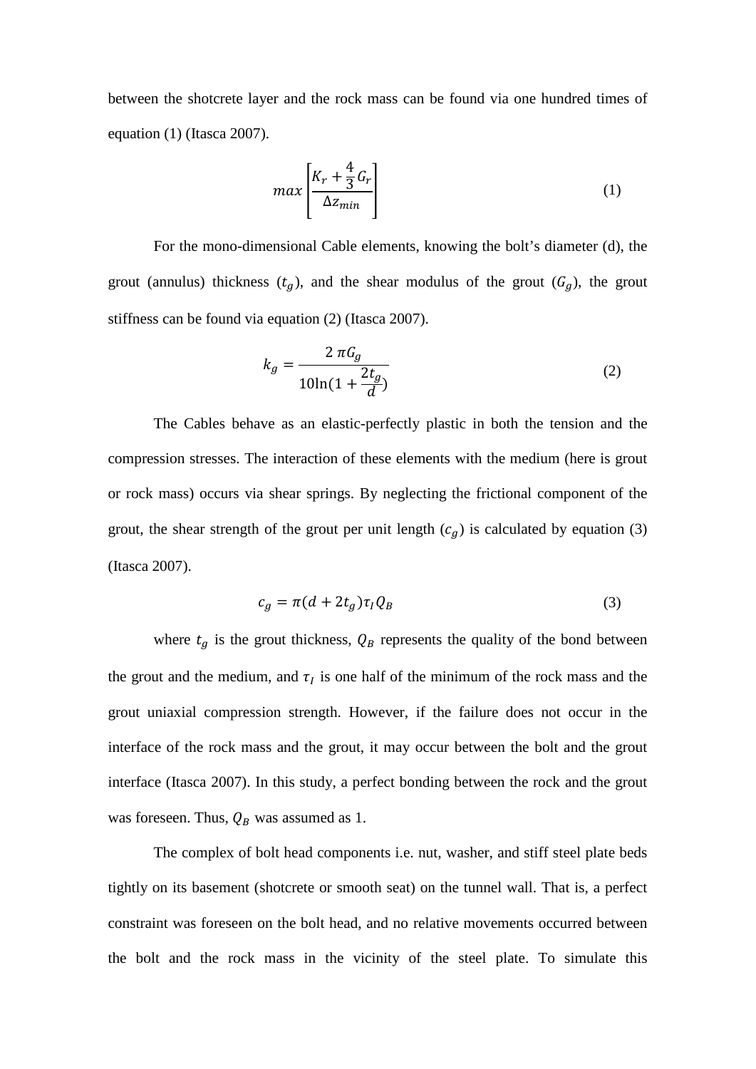between the shotcrete layer and the rock mass can be found via one hundred times of equation (1) (Itasca 2007).

$$max\left[\frac{K_r + \frac{4}{3}G_r}{\Delta z_{min}}\right] \tag{1}$$

For the mono-dimensional Cable elements, knowing the bolt's diameter (d), the grout (annulus) thickness ($t_g$), and the shear modulus of the grout ($G_g$), the grout stiffness can be found via equation (2) (Itasca 2007).

$$k_g = \frac{2\,\pi G_g}{10\ln(1 + \frac{2t_g}{d})} \tag{2}$$

The Cables behave as an elastic-perfectly plastic in both the tension and the compression stresses. The interaction of these elements with the medium (here is grout or rock mass) occurs via shear springs. By neglecting the frictional component of the grout, the shear strength of the grout per unit length ($c_g$) is calculated by equation (3) (Itasca 2007).

$$c_g = \pi(d + 2t_g)\tau_I Q_B \tag{3}$$

where $t_g$ is the grout thickness, $Q_B$ represents the quality of the bond between the grout and the medium, and $\tau_I$ is one half of the minimum of the rock mass and the grout uniaxial compression strength. However, if the failure does not occur in the interface of the rock mass and the grout, it may occur between the bolt and the grout interface (Itasca 2007). In this study, a perfect bonding between the rock and the grout was foreseen. Thus, $Q_B$ was assumed as 1.

The complex of bolt head components i.e. nut, washer, and stiff steel plate beds tightly on its basement (shotcrete or smooth seat) on the tunnel wall. That is, a perfect constraint was foreseen on the bolt head, and no relative movements occurred between the bolt and the rock mass in the vicinity of the steel plate. To simulate this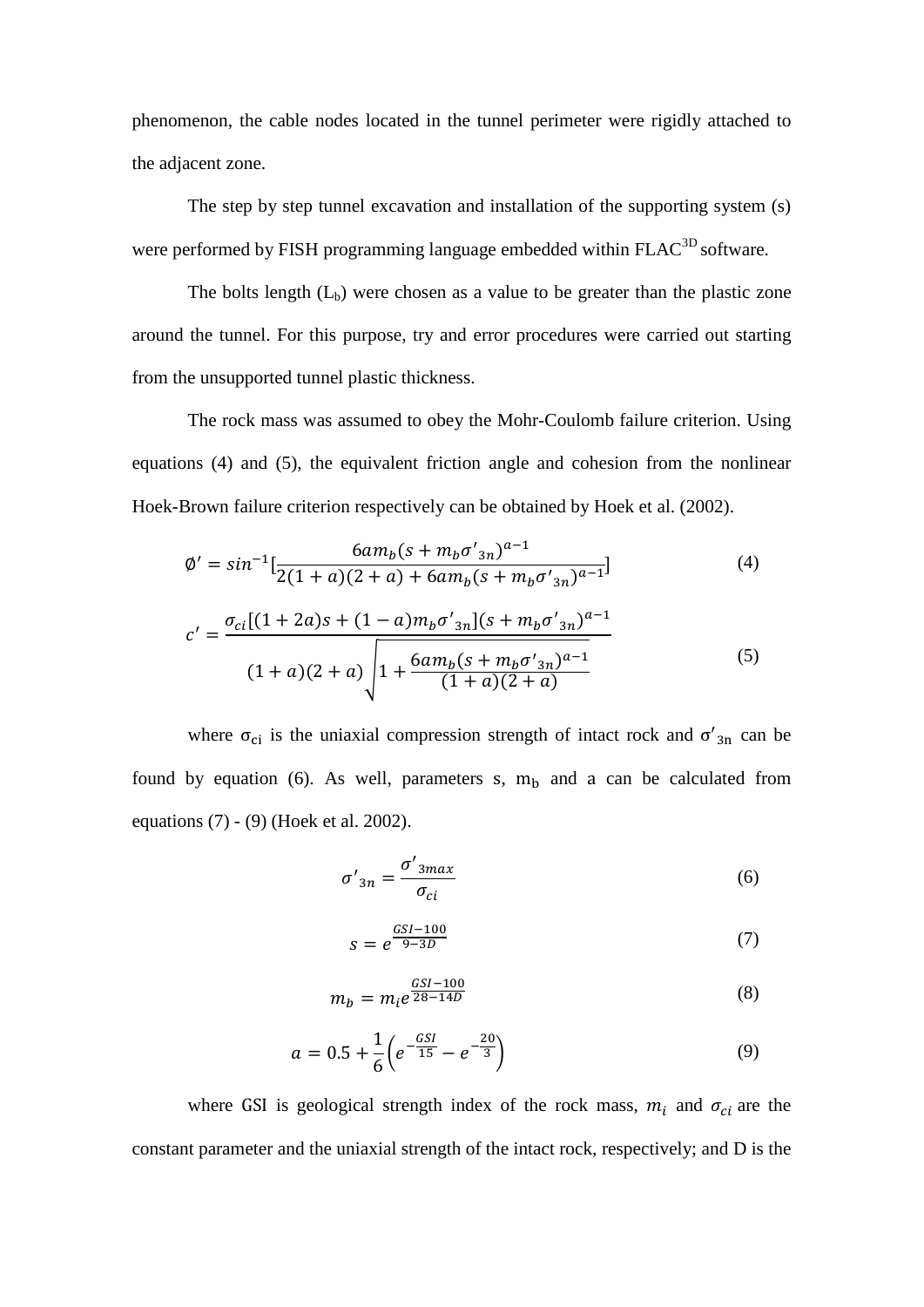phenomenon, the cable nodes located in the tunnel perimeter were rigidly attached to the adjacent zone.

The step by step tunnel excavation and installation of the supporting system (s) were performed by FISH programming language embedded within $FLAC^{3D}$ software.

The bolts length ($L_b$) were chosen as a value to be greater than the plastic zone around the tunnel. For this purpose, try and error procedures were carried out starting from the unsupported tunnel plastic thickness.

The rock mass was assumed to obey the Mohr-Coulomb failure criterion. Using equations (4) and (5), the equivalent friction angle and cohesion from the nonlinear Hoek-Brown failure criterion respectively can be obtained by Hoek et al. (2002).

$$\emptyset' = sin^{-1}\left[\frac{6am_b(s+m_b\sigma'_{3n})^{a-1}}{2(1+a)(2+a)+6am_b(s+m_b\sigma'_{3n})^{a-1}}\right] \tag{4}$$

$$c' = \frac{\sigma_{ci}[(1+2a)s+(1-a)m_b\sigma'_{3n}](s+m_b\sigma'_{3n})^{a-1}}{(1+a)(2+a)\sqrt{1+\frac{6am_b(s+m_b\sigma'_{3n})^{a-1}}{(1+a)(2+a)}}} \tag{5}$$

where $\sigma_{ci}$ is the uniaxial compression strength of intact rock and $\sigma'_{3n}$ can be found by equation (6). As well, parameters s, $m_b$ and a can be calculated from equations (7) - (9) (Hoek et al. 2002).

$$\sigma'_{3n} = \frac{\sigma'_{3max}}{\sigma_{ci}} \tag{6}$$

$$s = e^{\frac{GSI-100}{9-3D}} \tag{7}$$

$$m_b = m_i e^{\frac{GSI-100}{28-14D}} \tag{8}$$

$$a = 0.5 + \frac{1}{6}\left(e^{-\frac{GSI}{15}} - e^{-\frac{20}{3}}\right) \tag{9}$$

where GSI is geological strength index of the rock mass, $m_i$ and $\sigma_{ci}$ are the constant parameter and the uniaxial strength of the intact rock, respectively; and D is the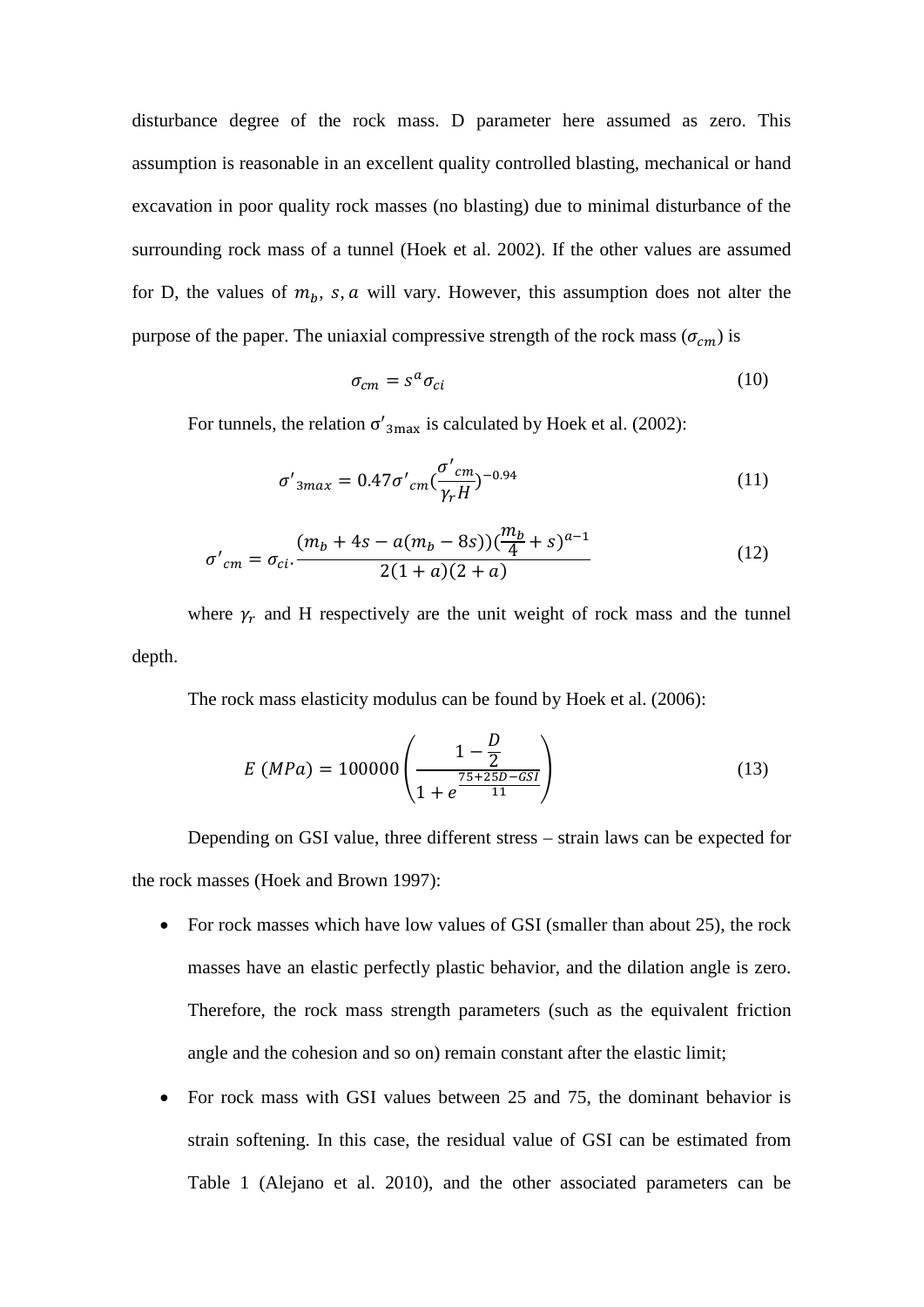disturbance degree of the rock mass. D parameter here assumed as zero. This assumption is reasonable in an excellent quality controlled blasting, mechanical or hand excavation in poor quality rock masses (no blasting) due to minimal disturbance of the surrounding rock mass of a tunnel (Hoek et al. 2002). If the other values are assumed for D, the values of $m_b$, $s$, $a$ will vary. However, this assumption does not alter the purpose of the paper. The uniaxial compressive strength of the rock mass ($\sigma_{cm}$) is

$$\sigma_{cm} = s^a \sigma_{ci} \tag{10}$$

For tunnels, the relation $\sigma'_{3\max}$ is calculated by Hoek et al. (2002):

$$\sigma'_{3max} = 0.47\sigma'_{cm}\left(\frac{\sigma'_{cm}}{\gamma_r H}\right)^{-0.94} \tag{11}$$

$$\sigma'_{cm} = \sigma_{ci}.\frac{(m_b + 4s - a(m_b - 8s))(\frac{m_b}{4} + s)^{a-1}}{2(1+a)(2+a)} \tag{12}$$

where $\gamma_r$ and H respectively are the unit weight of rock mass and the tunnel depth.

The rock mass elasticity modulus can be found by Hoek et al. (2006):

$$E\ (MPa) = 100000\left(\frac{1 - \frac{D}{2}}{1 + e^{\frac{75+25D-GSI}{11}}}\right) \tag{13}$$

Depending on GSI value, three different stress – strain laws can be expected for the rock masses (Hoek and Brown 1997):

- For rock masses which have low values of GSI (smaller than about 25), the rock masses have an elastic perfectly plastic behavior, and the dilation angle is zero. Therefore, the rock mass strength parameters (such as the equivalent friction angle and the cohesion and so on) remain constant after the elastic limit;
- For rock mass with GSI values between 25 and 75, the dominant behavior is strain softening. In this case, the residual value of GSI can be estimated from Table 1 (Alejano et al. 2010), and the other associated parameters can be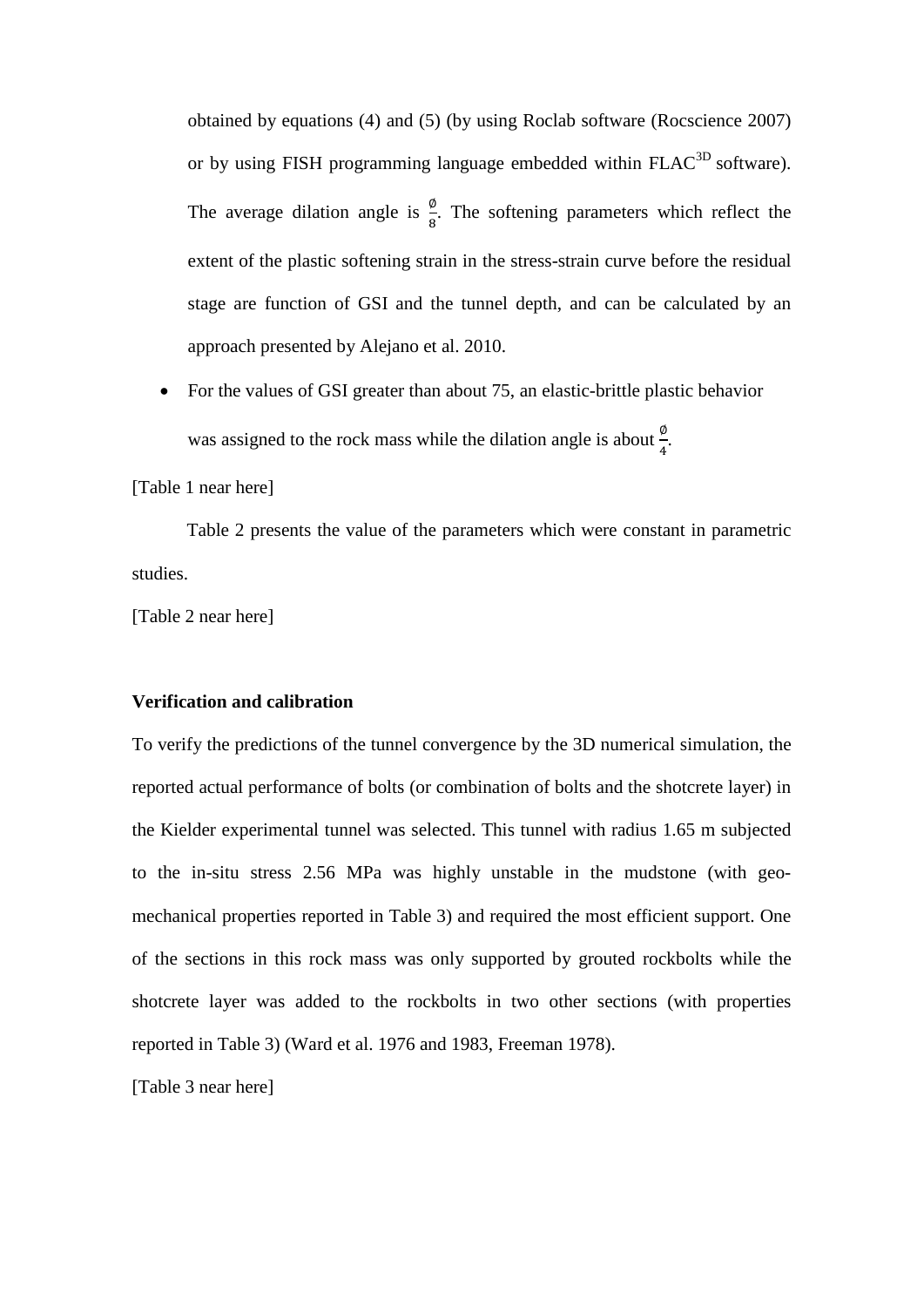obtained by equations (4) and (5) (by using Roclab software (Rocscience 2007) or by using FISH programming language embedded within FLAC$^{3D}$ software). The average dilation angle is $\frac{\emptyset}{8}$. The softening parameters which reflect the extent of the plastic softening strain in the stress-strain curve before the residual stage are function of GSI and the tunnel depth, and can be calculated by an approach presented by Alejano et al. 2010.

- For the values of GSI greater than about 75, an elastic-brittle plastic behavior was assigned to the rock mass while the dilation angle is about $\frac{\emptyset}{4}$.

[Table 1 near here]

Table 2 presents the value of the parameters which were constant in parametric studies.

[Table 2 near here]

**Verification and calibration**

To verify the predictions of the tunnel convergence by the 3D numerical simulation, the reported actual performance of bolts (or combination of bolts and the shotcrete layer) in the Kielder experimental tunnel was selected. This tunnel with radius 1.65 m subjected to the in-situ stress 2.56 MPa was highly unstable in the mudstone (with geo-mechanical properties reported in Table 3) and required the most efficient support. One of the sections in this rock mass was only supported by grouted rockbolts while the shotcrete layer was added to the rockbolts in two other sections (with properties reported in Table 3) (Ward et al. 1976 and 1983, Freeman 1978).

[Table 3 near here]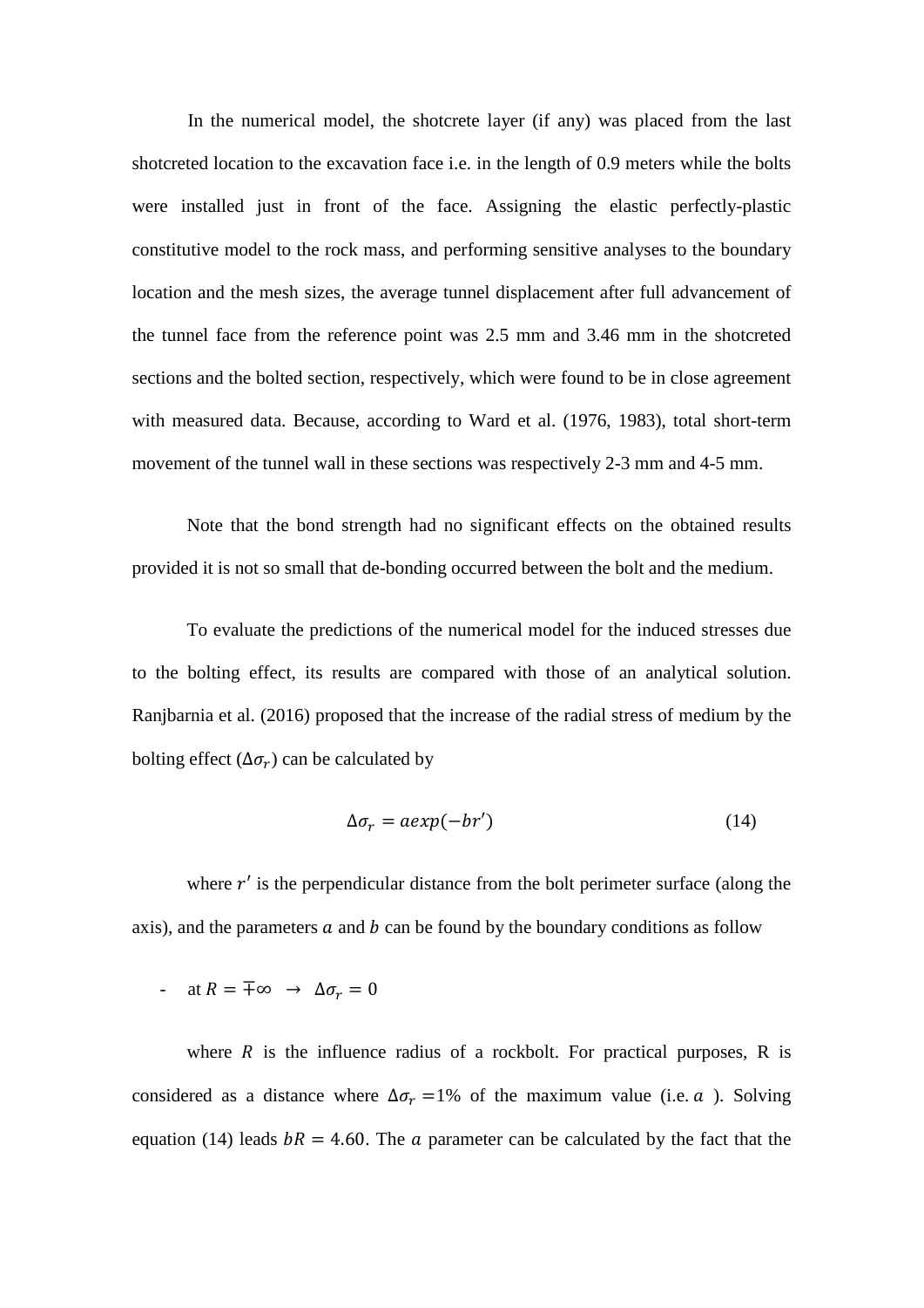In the numerical model, the shotcrete layer (if any) was placed from the last shotcreted location to the excavation face i.e. in the length of 0.9 meters while the bolts were installed just in front of the face. Assigning the elastic perfectly-plastic constitutive model to the rock mass, and performing sensitive analyses to the boundary location and the mesh sizes, the average tunnel displacement after full advancement of the tunnel face from the reference point was 2.5 mm and 3.46 mm in the shotcreted sections and the bolted section, respectively, which were found to be in close agreement with measured data. Because, according to Ward et al. (1976, 1983), total short-term movement of the tunnel wall in these sections was respectively 2-3 mm and 4-5 mm.

Note that the bond strength had no significant effects on the obtained results provided it is not so small that de-bonding occurred between the bolt and the medium.

To evaluate the predictions of the numerical model for the induced stresses due to the bolting effect, its results are compared with those of an analytical solution. Ranjbarnia et al. (2016) proposed that the increase of the radial stress of medium by the bolting effect ($\Delta\sigma_r$) can be calculated by

$$\Delta\sigma_r = a exp(-br') \tag{14}$$

where $r'$ is the perpendicular distance from the bolt perimeter surface (along the axis), and the parameters $a$ and $b$ can be found by the boundary conditions as follow

- at $R = \mp\infty \;\rightarrow\; \Delta\sigma_r = 0$

where $R$ is the influence radius of a rockbolt. For practical purposes, R is considered as a distance where $\Delta\sigma_r$ =1% of the maximum value (i.e. $a$ ). Solving equation (14) leads $bR = 4.60$. The $a$ parameter can be calculated by the fact that the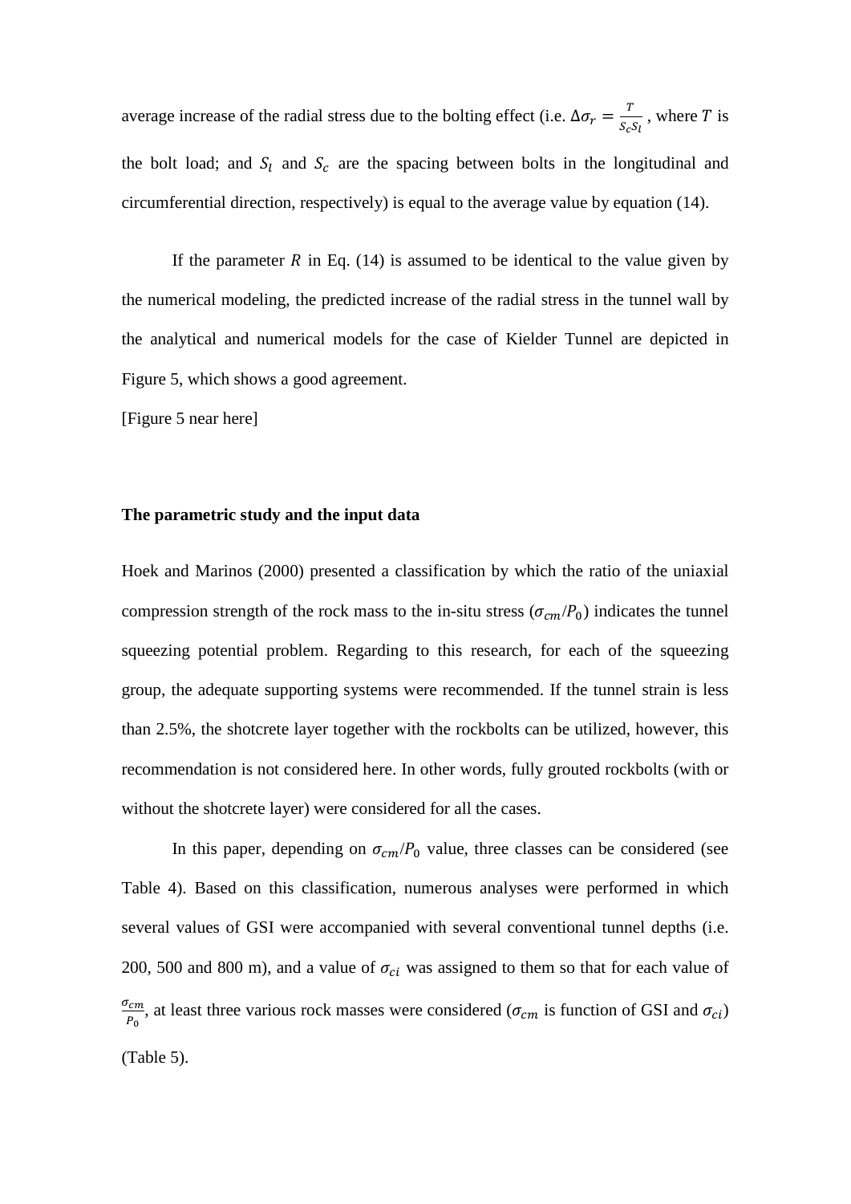average increase of the radial stress due to the bolting effect (i.e. $\Delta\sigma_r = \frac{T}{S_c S_l}$ , where $T$ is the bolt load; and $S_l$ and $S_c$ are the spacing between bolts in the longitudinal and circumferential direction, respectively) is equal to the average value by equation (14).

If the parameter $R$ in Eq. (14) is assumed to be identical to the value given by the numerical modeling, the predicted increase of the radial stress in the tunnel wall by the analytical and numerical models for the case of Kielder Tunnel are depicted in Figure 5, which shows a good agreement.

[Figure 5 near here]

**The parametric study and the input data**

Hoek and Marinos (2000) presented a classification by which the ratio of the uniaxial compression strength of the rock mass to the in-situ stress ($\sigma_{cm}/P_0$) indicates the tunnel squeezing potential problem. Regarding to this research, for each of the squeezing group, the adequate supporting systems were recommended. If the tunnel strain is less than 2.5%, the shotcrete layer together with the rockbolts can be utilized, however, this recommendation is not considered here. In other words, fully grouted rockbolts (with or without the shotcrete layer) were considered for all the cases.

In this paper, depending on $\sigma_{cm}/P_0$ value, three classes can be considered (see Table 4). Based on this classification, numerous analyses were performed in which several values of GSI were accompanied with several conventional tunnel depths (i.e. 200, 500 and 800 m), and a value of $\sigma_{ci}$ was assigned to them so that for each value of $\frac{\sigma_{cm}}{P_0}$, at least three various rock masses were considered ($\sigma_{cm}$ is function of GSI and $\sigma_{ci}$) (Table 5).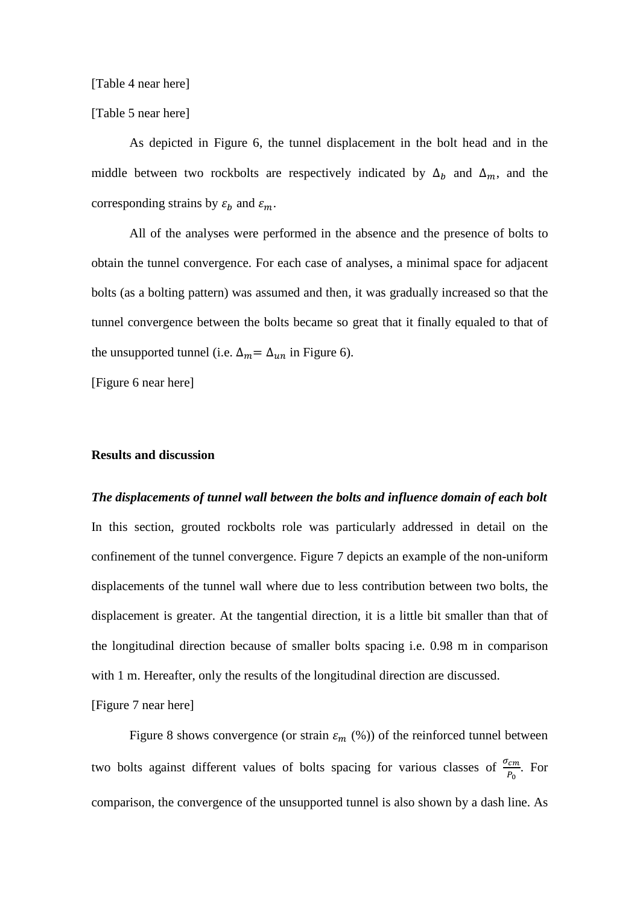[Table 4 near here]

[Table 5 near here]

As depicted in Figure 6, the tunnel displacement in the bolt head and in the middle between two rockbolts are respectively indicated by $\Delta_b$ and $\Delta_m$, and the corresponding strains by $\varepsilon_b$ and $\varepsilon_m$.

All of the analyses were performed in the absence and the presence of bolts to obtain the tunnel convergence. For each case of analyses, a minimal space for adjacent bolts (as a bolting pattern) was assumed and then, it was gradually increased so that the tunnel convergence between the bolts became so great that it finally equaled to that of the unsupported tunnel (i.e. $\Delta_m = \Delta_{un}$ in Figure 6).

[Figure 6 near here]

## Results and discussion

***The displacements of tunnel wall between the bolts and influence domain of each bolt***

In this section, grouted rockbolts role was particularly addressed in detail on the confinement of the tunnel convergence. Figure 7 depicts an example of the non-uniform displacements of the tunnel wall where due to less contribution between two bolts, the displacement is greater. At the tangential direction, it is a little bit smaller than that of the longitudinal direction because of smaller bolts spacing i.e. 0.98 m in comparison with 1 m. Hereafter, only the results of the longitudinal direction are discussed.

[Figure 7 near here]

Figure 8 shows convergence (or strain $\varepsilon_m$ (%)) of the reinforced tunnel between two bolts against different values of bolts spacing for various classes of $\frac{\sigma_{cm}}{P_0}$. For comparison, the convergence of the unsupported tunnel is also shown by a dash line. As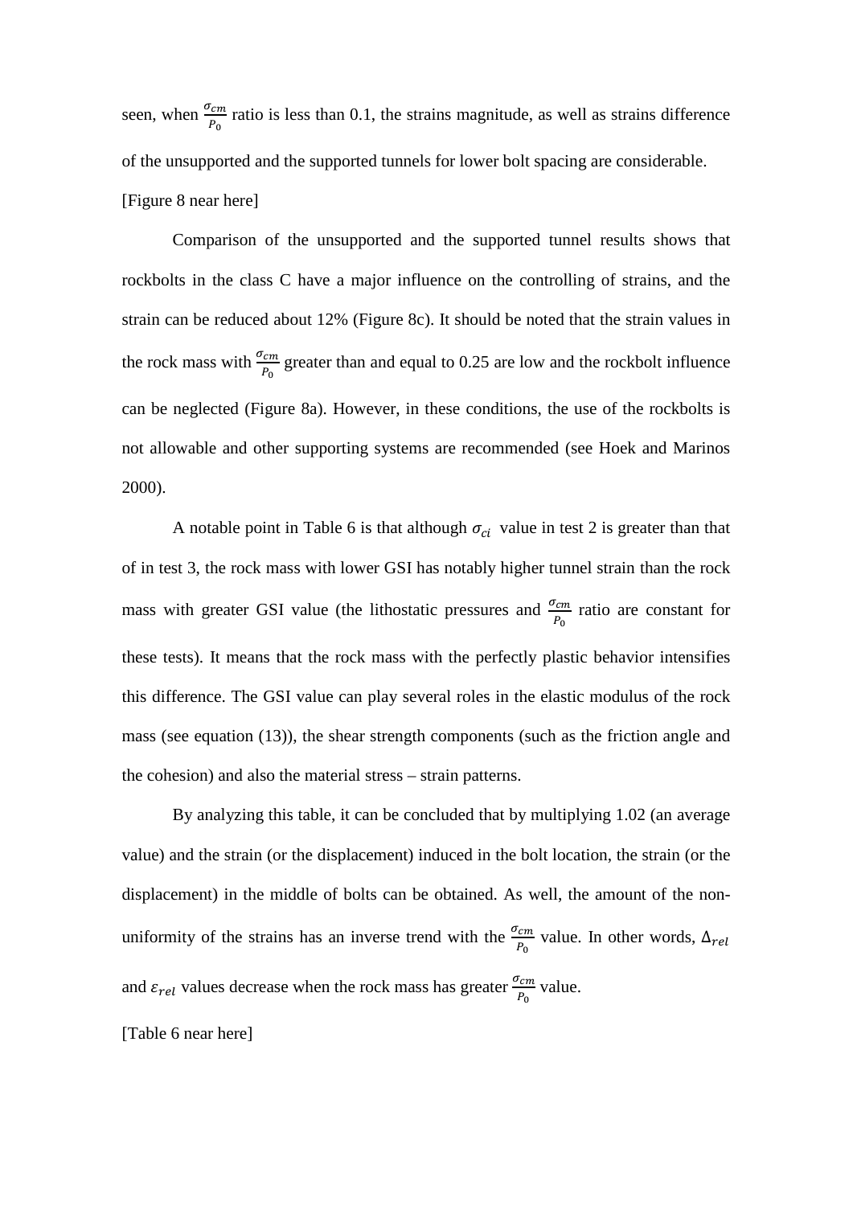seen, when $\frac{\sigma_{cm}}{P_0}$ ratio is less than 0.1, the strains magnitude, as well as strains difference of the unsupported and the supported tunnels for lower bolt spacing are considerable.

[Figure 8 near here]

Comparison of the unsupported and the supported tunnel results shows that rockbolts in the class C have a major influence on the controlling of strains, and the strain can be reduced about 12% (Figure 8c). It should be noted that the strain values in the rock mass with $\frac{\sigma_{cm}}{P_0}$ greater than and equal to 0.25 are low and the rockbolt influence can be neglected (Figure 8a). However, in these conditions, the use of the rockbolts is not allowable and other supporting systems are recommended (see Hoek and Marinos 2000).

A notable point in Table 6 is that although $\sigma_{ci}$ value in test 2 is greater than that of in test 3, the rock mass with lower GSI has notably higher tunnel strain than the rock mass with greater GSI value (the lithostatic pressures and $\frac{\sigma_{cm}}{P_0}$ ratio are constant for these tests). It means that the rock mass with the perfectly plastic behavior intensifies this difference. The GSI value can play several roles in the elastic modulus of the rock mass (see equation (13)), the shear strength components (such as the friction angle and the cohesion) and also the material stress – strain patterns.

By analyzing this table, it can be concluded that by multiplying 1.02 (an average value) and the strain (or the displacement) induced in the bolt location, the strain (or the displacement) in the middle of bolts can be obtained. As well, the amount of the non-uniformity of the strains has an inverse trend with the $\frac{\sigma_{cm}}{P_0}$ value. In other words, $\Delta_{rel}$ and $\varepsilon_{rel}$ values decrease when the rock mass has greater $\frac{\sigma_{cm}}{P_0}$ value.

[Table 6 near here]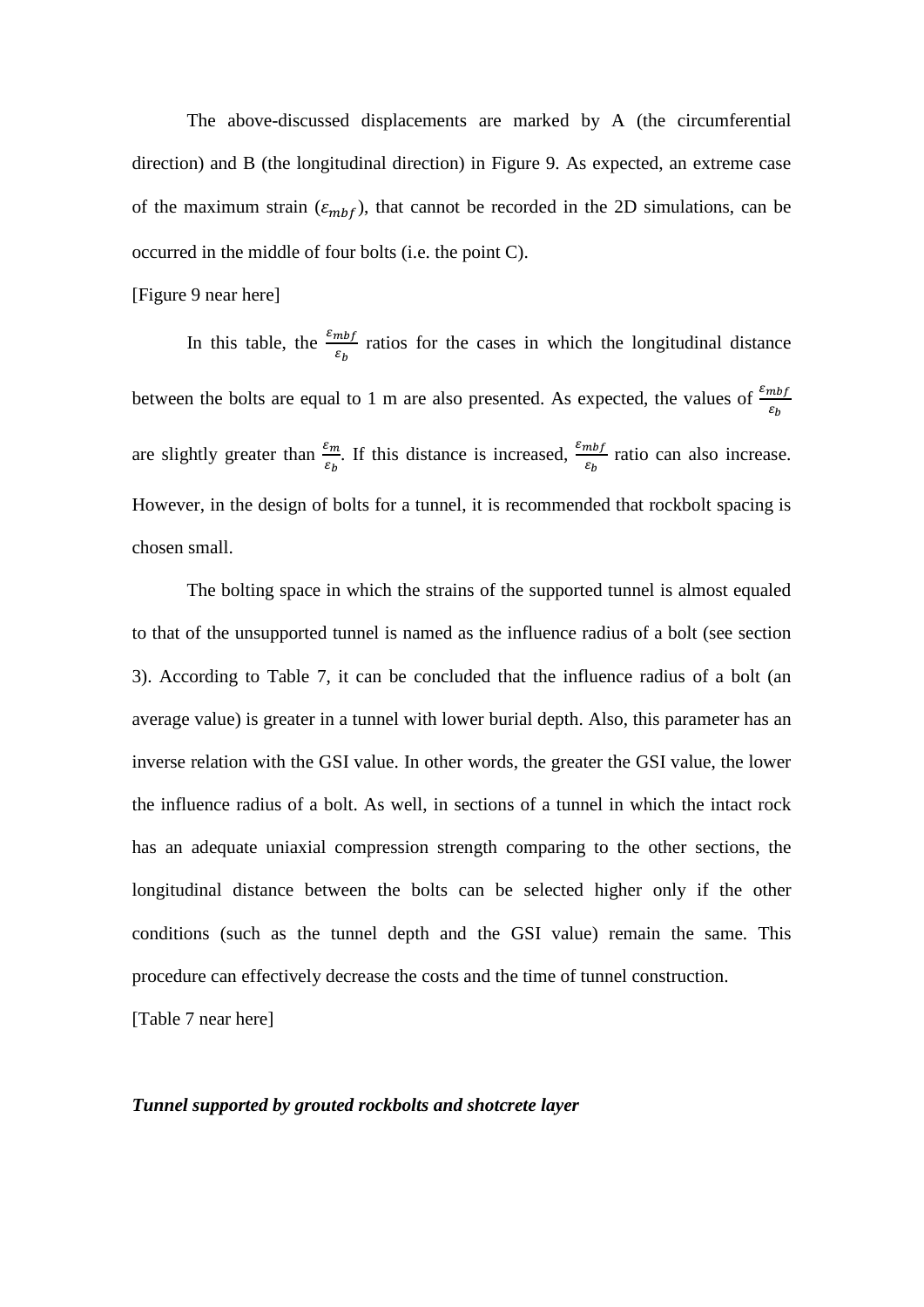The above-discussed displacements are marked by A (the circumferential direction) and B (the longitudinal direction) in Figure 9. As expected, an extreme case of the maximum strain ($\varepsilon_{mbf}$), that cannot be recorded in the 2D simulations, can be occurred in the middle of four bolts (i.e. the point C).

[Figure 9 near here]

In this table, the $\frac{\varepsilon_{mbf}}{\varepsilon_b}$ ratios for the cases in which the longitudinal distance between the bolts are equal to 1 m are also presented. As expected, the values of $\frac{\varepsilon_{mbf}}{\varepsilon_b}$ are slightly greater than $\frac{\varepsilon_m}{\varepsilon_b}$. If this distance is increased, $\frac{\varepsilon_{mbf}}{\varepsilon_b}$ ratio can also increase. However, in the design of bolts for a tunnel, it is recommended that rockbolt spacing is chosen small.

The bolting space in which the strains of the supported tunnel is almost equaled to that of the unsupported tunnel is named as the influence radius of a bolt (see section 3). According to Table 7, it can be concluded that the influence radius of a bolt (an average value) is greater in a tunnel with lower burial depth. Also, this parameter has an inverse relation with the GSI value. In other words, the greater the GSI value, the lower the influence radius of a bolt. As well, in sections of a tunnel in which the intact rock has an adequate uniaxial compression strength comparing to the other sections, the longitudinal distance between the bolts can be selected higher only if the other conditions (such as the tunnel depth and the GSI value) remain the same. This procedure can effectively decrease the costs and the time of tunnel construction.

[Table 7 near here]

***Tunnel supported by grouted rockbolts and shotcrete layer***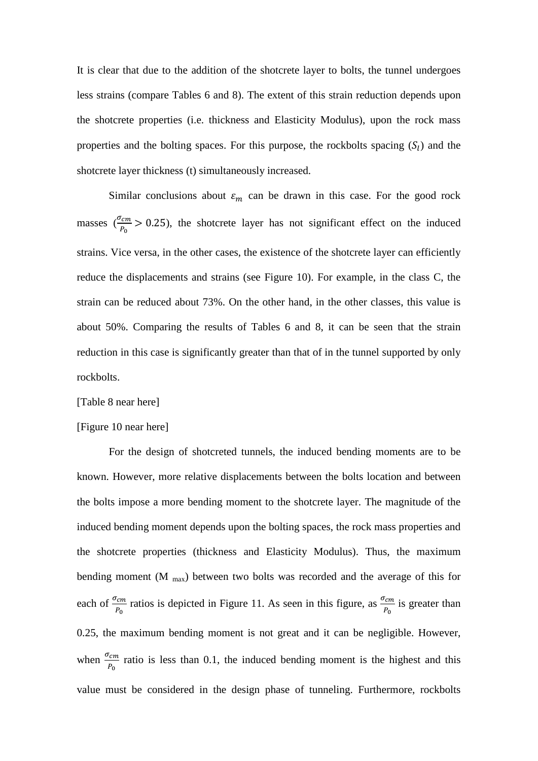It is clear that due to the addition of the shotcrete layer to bolts, the tunnel undergoes less strains (compare Tables 6 and 8). The extent of this strain reduction depends upon the shotcrete properties (i.e. thickness and Elasticity Modulus), upon the rock mass properties and the bolting spaces. For this purpose, the rockbolts spacing ($S_l$) and the shotcrete layer thickness (t) simultaneously increased.

Similar conclusions about $\varepsilon_m$ can be drawn in this case. For the good rock masses ($\frac{\sigma_{cm}}{P_0} > 0.25$), the shotcrete layer has not significant effect on the induced strains. Vice versa, in the other cases, the existence of the shotcrete layer can efficiently reduce the displacements and strains (see Figure 10). For example, in the class C, the strain can be reduced about 73%. On the other hand, in the other classes, this value is about 50%. Comparing the results of Tables 6 and 8, it can be seen that the strain reduction in this case is significantly greater than that of in the tunnel supported by only rockbolts.

[Table 8 near here]

[Figure 10 near here]

For the design of shotcreted tunnels, the induced bending moments are to be known. However, more relative displacements between the bolts location and between the bolts impose a more bending moment to the shotcrete layer. The magnitude of the induced bending moment depends upon the bolting spaces, the rock mass properties and the shotcrete properties (thickness and Elasticity Modulus). Thus, the maximum bending moment ($M_{max}$) between two bolts was recorded and the average of this for each of $\frac{\sigma_{cm}}{P_0}$ ratios is depicted in Figure 11. As seen in this figure, as $\frac{\sigma_{cm}}{P_0}$ is greater than 0.25, the maximum bending moment is not great and it can be negligible. However, when $\frac{\sigma_{cm}}{P_0}$ ratio is less than 0.1, the induced bending moment is the highest and this value must be considered in the design phase of tunneling. Furthermore, rockbolts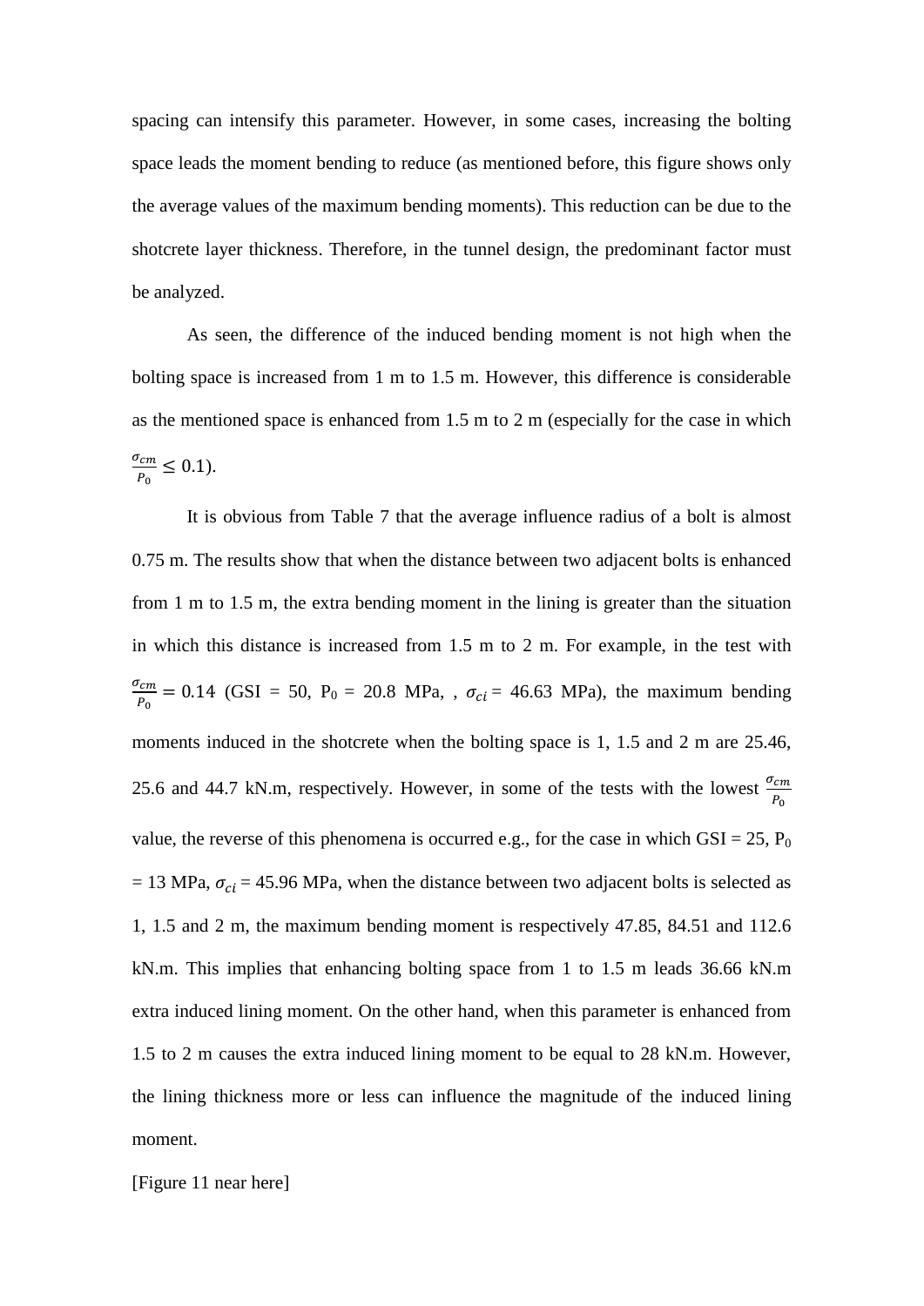spacing can intensify this parameter. However, in some cases, increasing the bolting space leads the moment bending to reduce (as mentioned before, this figure shows only the average values of the maximum bending moments). This reduction can be due to the shotcrete layer thickness. Therefore, in the tunnel design, the predominant factor must be analyzed.

As seen, the difference of the induced bending moment is not high when the bolting space is increased from 1 m to 1.5 m. However, this difference is considerable as the mentioned space is enhanced from 1.5 m to 2 m (especially for the case in which $\frac{\sigma_{cm}}{P_0} \leq 0.1$).

It is obvious from Table 7 that the average influence radius of a bolt is almost 0.75 m. The results show that when the distance between two adjacent bolts is enhanced from 1 m to 1.5 m, the extra bending moment in the lining is greater than the situation in which this distance is increased from 1.5 m to 2 m. For example, in the test with $\frac{\sigma_{cm}}{P_0} = 0.14$ (GSI = 50, $P_0$ = 20.8 MPa, , $\sigma_{ci}$ = 46.63 MPa), the maximum bending moments induced in the shotcrete when the bolting space is 1, 1.5 and 2 m are 25.46, 25.6 and 44.7 kN.m, respectively. However, in some of the tests with the lowest $\frac{\sigma_{cm}}{P_0}$ value, the reverse of this phenomena is occurred e.g., for the case in which GSI = 25, $P_0$ = 13 MPa, $\sigma_{ci}$ = 45.96 MPa, when the distance between two adjacent bolts is selected as 1, 1.5 and 2 m, the maximum bending moment is respectively 47.85, 84.51 and 112.6 kN.m. This implies that enhancing bolting space from 1 to 1.5 m leads 36.66 kN.m extra induced lining moment. On the other hand, when this parameter is enhanced from 1.5 to 2 m causes the extra induced lining moment to be equal to 28 kN.m. However, the lining thickness more or less can influence the magnitude of the induced lining moment.

[Figure 11 near here]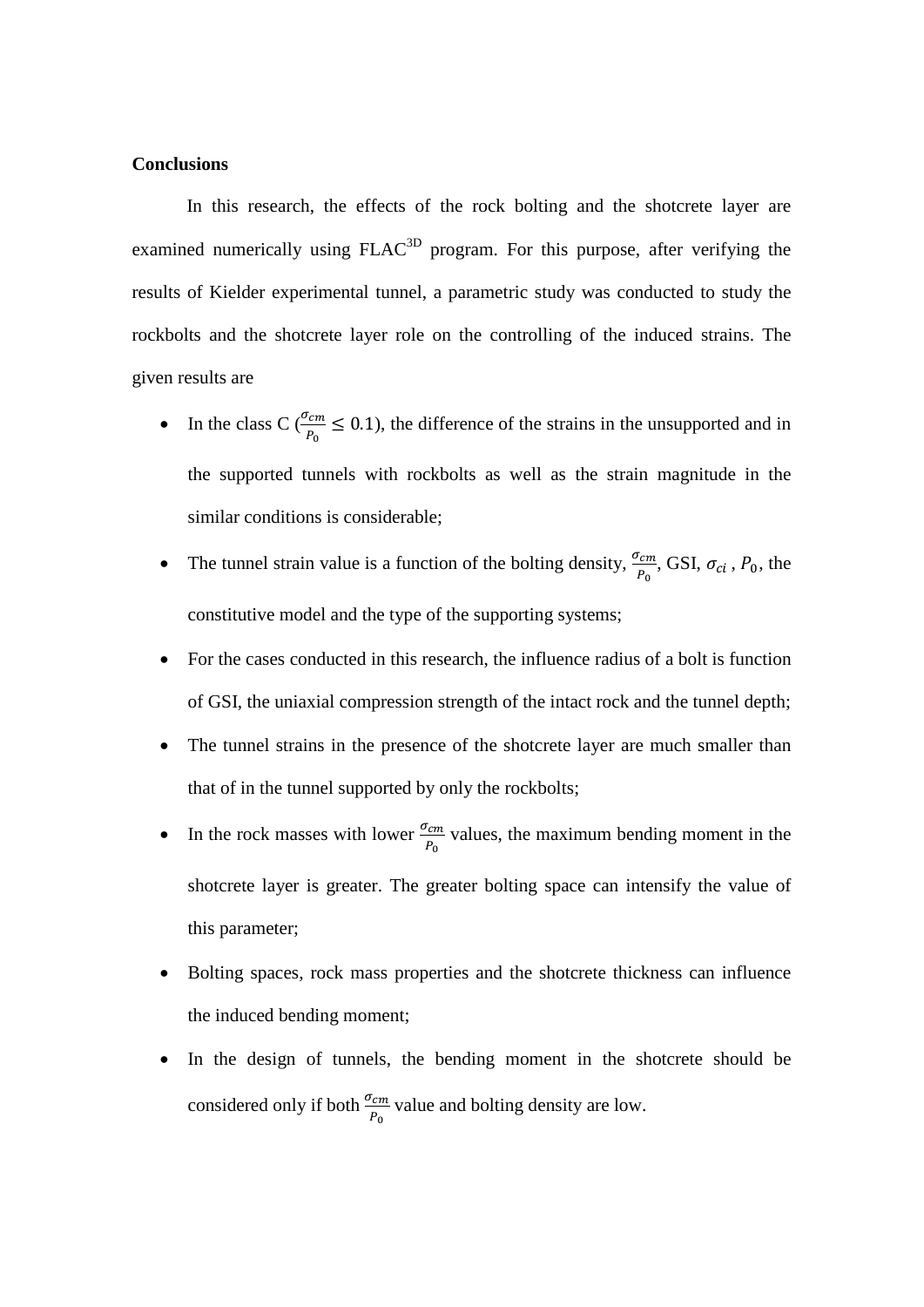**Conclusions**

In this research, the effects of the rock bolting and the shotcrete layer are examined numerically using FLAC$^{3D}$ program. For this purpose, after verifying the results of Kielder experimental tunnel, a parametric study was conducted to study the rockbolts and the shotcrete layer role on the controlling of the induced strains. The given results are

- In the class C ($\frac{\sigma_{cm}}{P_0} \leq 0.1$), the difference of the strains in the unsupported and in the supported tunnels with rockbolts as well as the strain magnitude in the similar conditions is considerable;
- The tunnel strain value is a function of the bolting density, $\frac{\sigma_{cm}}{P_0}$, GSI, $\sigma_{ci}$ , $P_0$, the constitutive model and the type of the supporting systems;
- For the cases conducted in this research, the influence radius of a bolt is function of GSI, the uniaxial compression strength of the intact rock and the tunnel depth;
- The tunnel strains in the presence of the shotcrete layer are much smaller than that of in the tunnel supported by only the rockbolts;
- In the rock masses with lower $\frac{\sigma_{cm}}{P_0}$ values, the maximum bending moment in the shotcrete layer is greater. The greater bolting space can intensify the value of this parameter;
- Bolting spaces, rock mass properties and the shotcrete thickness can influence the induced bending moment;
- In the design of tunnels, the bending moment in the shotcrete should be considered only if both $\frac{\sigma_{cm}}{P_0}$ value and bolting density are low.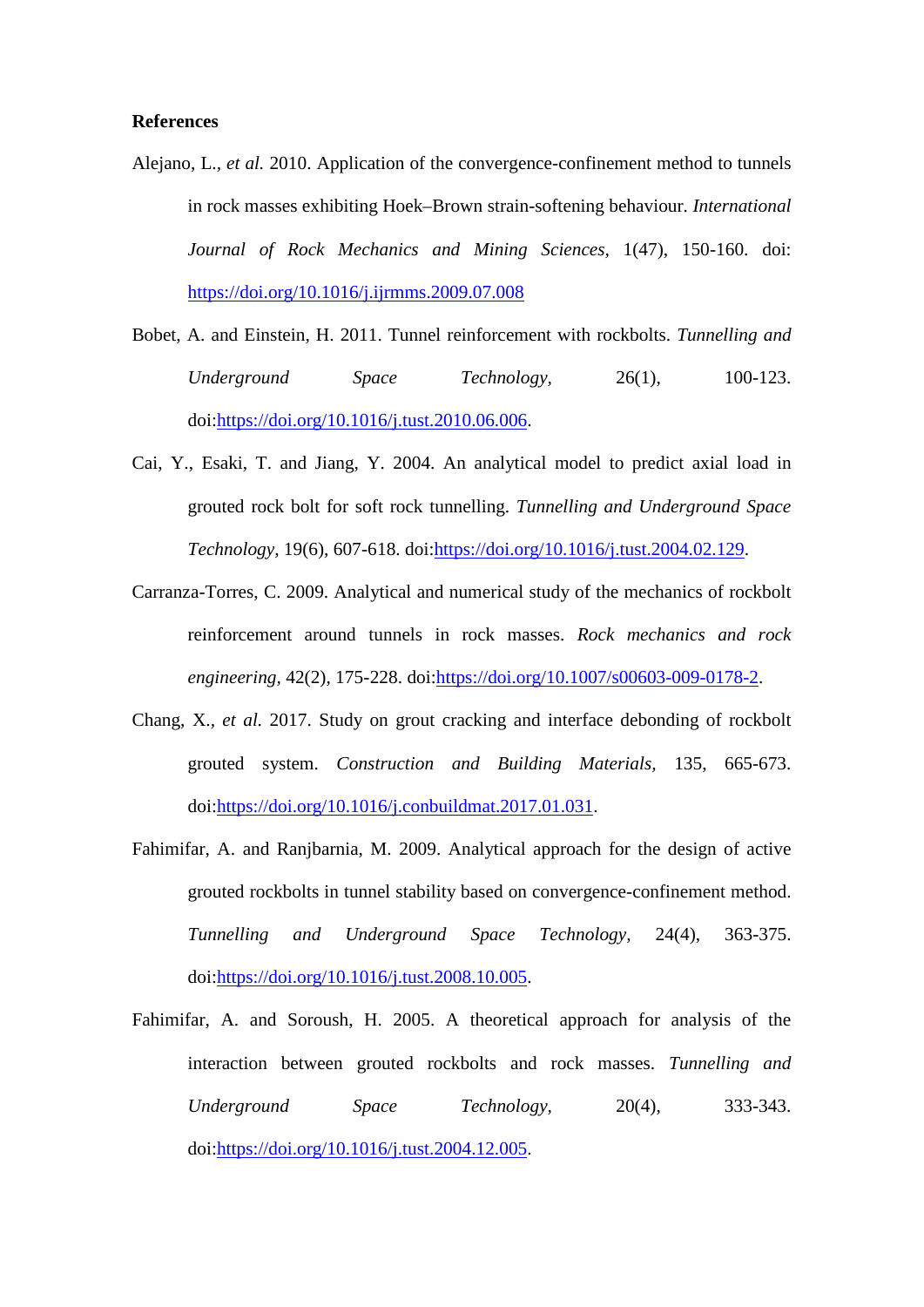**References**

Alejano, L., *et al.* 2010. Application of the convergence-confinement method to tunnels in rock masses exhibiting Hoek–Brown strain-softening behaviour. *International Journal of Rock Mechanics and Mining Sciences*, 1(47), 150-160. doi: https://doi.org/10.1016/j.ijrmms.2009.07.008

Bobet, A. and Einstein, H. 2011. Tunnel reinforcement with rockbolts. *Tunnelling and Underground Space Technology*, 26(1), 100-123. doi:https://doi.org/10.1016/j.tust.2010.06.006.

Cai, Y., Esaki, T. and Jiang, Y. 2004. An analytical model to predict axial load in grouted rock bolt for soft rock tunnelling. *Tunnelling and Underground Space Technology*, 19(6), 607-618. doi:https://doi.org/10.1016/j.tust.2004.02.129.

Carranza-Torres, C. 2009. Analytical and numerical study of the mechanics of rockbolt reinforcement around tunnels in rock masses. *Rock mechanics and rock engineering*, 42(2), 175-228. doi:https://doi.org/10.1007/s00603-009-0178-2.

Chang, X., *et al.* 2017. Study on grout cracking and interface debonding of rockbolt grouted system. *Construction and Building Materials*, 135, 665-673. doi:https://doi.org/10.1016/j.conbuildmat.2017.01.031.

Fahimifar, A. and Ranjbarnia, M. 2009. Analytical approach for the design of active grouted rockbolts in tunnel stability based on convergence-confinement method. *Tunnelling and Underground Space Technology*, 24(4), 363-375. doi:https://doi.org/10.1016/j.tust.2008.10.005.

Fahimifar, A. and Soroush, H. 2005. A theoretical approach for analysis of the interaction between grouted rockbolts and rock masses. *Tunnelling and Underground Space Technology*, 20(4), 333-343. doi:https://doi.org/10.1016/j.tust.2004.12.005.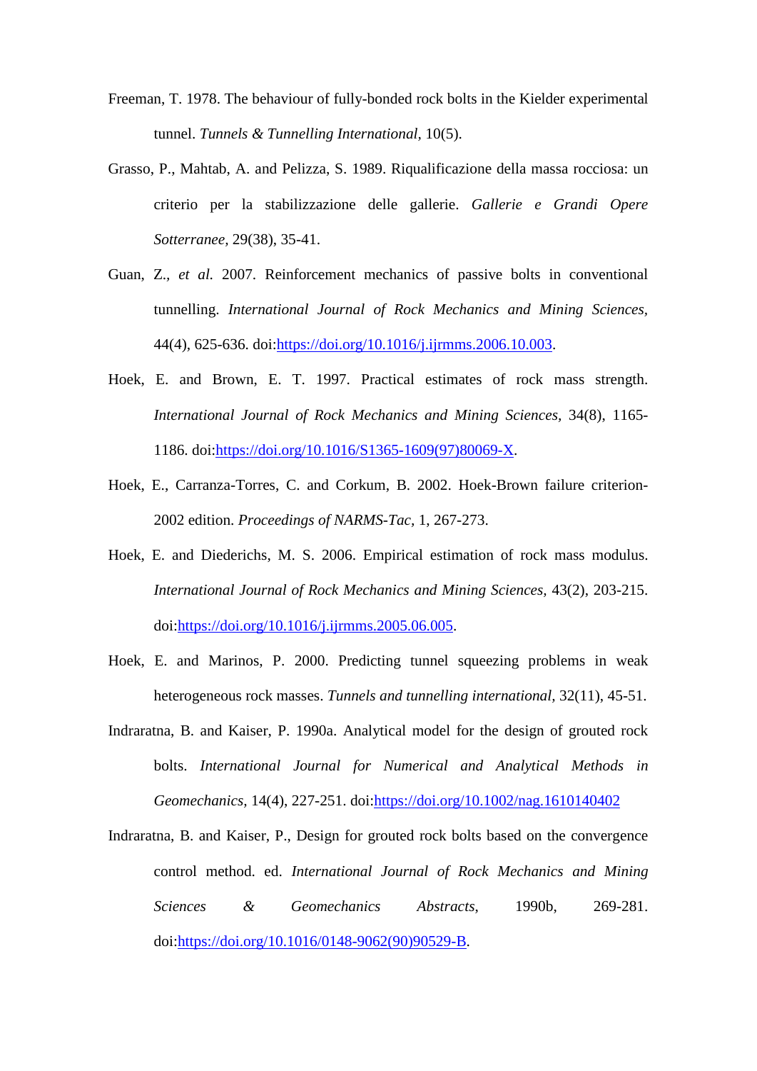Freeman, T. 1978. The behaviour of fully-bonded rock bolts in the Kielder experimental tunnel. *Tunnels & Tunnelling International,* 10(5).

Grasso, P., Mahtab, A. and Pelizza, S. 1989. Riqualificazione della massa rocciosa: un criterio per la stabilizzazione delle gallerie. *Gallerie e Grandi Opere Sotterranee,* 29(38), 35-41.

Guan, Z., *et al.* 2007. Reinforcement mechanics of passive bolts in conventional tunnelling. *International Journal of Rock Mechanics and Mining Sciences,* 44(4), 625-636. doi:https://doi.org/10.1016/j.ijrmms.2006.10.003.

Hoek, E. and Brown, E. T. 1997. Practical estimates of rock mass strength. *International Journal of Rock Mechanics and Mining Sciences,* 34(8), 1165-1186. doi:https://doi.org/10.1016/S1365-1609(97)80069-X.

Hoek, E., Carranza-Torres, C. and Corkum, B. 2002. Hoek-Brown failure criterion-2002 edition. *Proceedings of NARMS-Tac,* 1, 267-273.

Hoek, E. and Diederichs, M. S. 2006. Empirical estimation of rock mass modulus. *International Journal of Rock Mechanics and Mining Sciences,* 43(2), 203-215. doi:https://doi.org/10.1016/j.ijrmms.2005.06.005.

Hoek, E. and Marinos, P. 2000. Predicting tunnel squeezing problems in weak heterogeneous rock masses. *Tunnels and tunnelling international,* 32(11), 45-51.

Indraratna, B. and Kaiser, P. 1990a. Analytical model for the design of grouted rock bolts. *International Journal for Numerical and Analytical Methods in Geomechanics,* 14(4), 227-251. doi:https://doi.org/10.1002/nag.1610140402

Indraratna, B. and Kaiser, P., Design for grouted rock bolts based on the convergence control method. ed. *International Journal of Rock Mechanics and Mining Sciences & Geomechanics Abstracts,* 1990b, 269-281. doi:https://doi.org/10.1016/0148-9062(90)90529-B.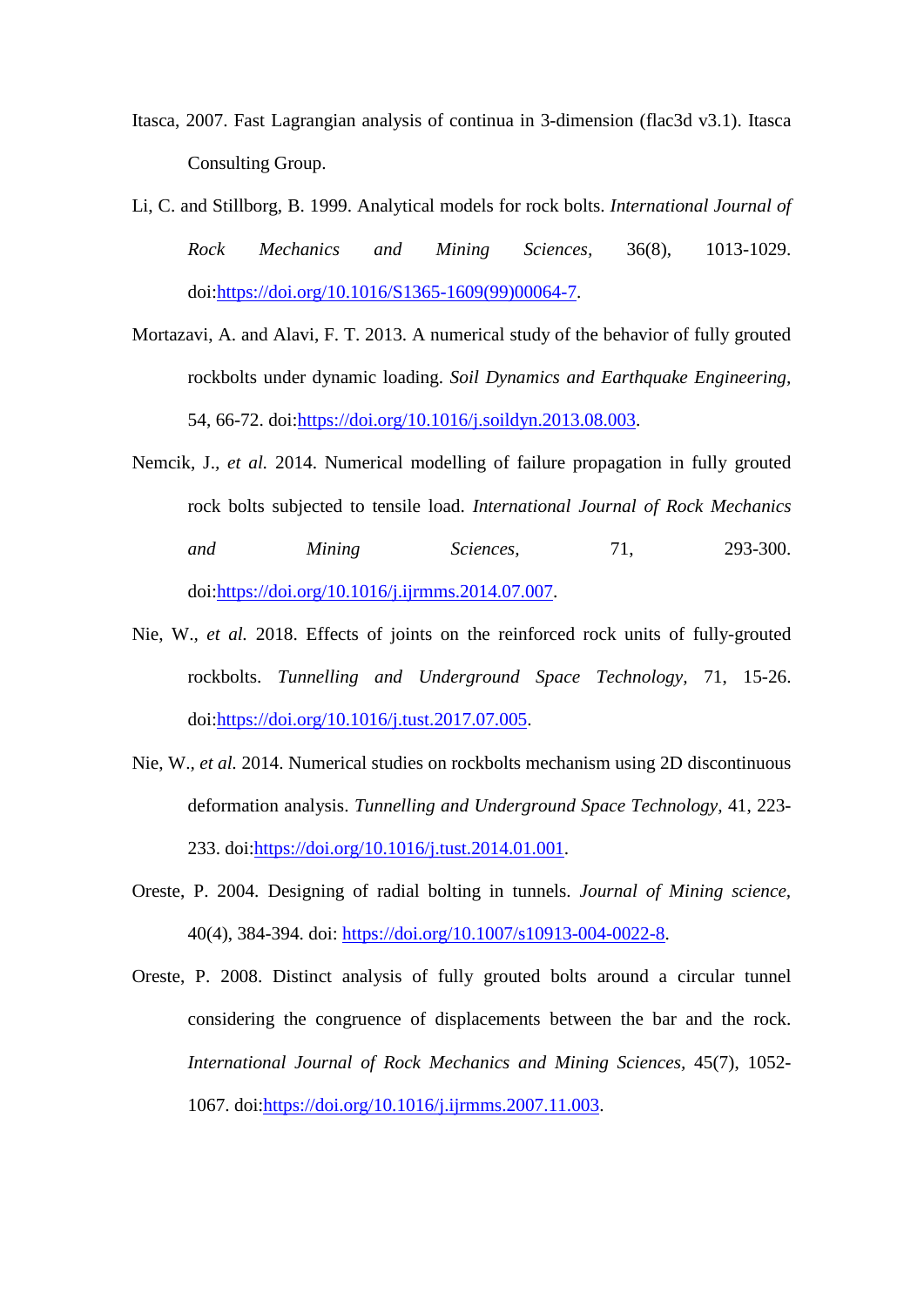Itasca, 2007. Fast Lagrangian analysis of continua in 3-dimension (flac3d v3.1). Itasca Consulting Group.

Li, C. and Stillborg, B. 1999. Analytical models for rock bolts. *International Journal of Rock Mechanics and Mining Sciences*, 36(8), 1013-1029. doi:https://doi.org/10.1016/S1365-1609(99)00064-7.

Mortazavi, A. and Alavi, F. T. 2013. A numerical study of the behavior of fully grouted rockbolts under dynamic loading. *Soil Dynamics and Earthquake Engineering*, 54, 66-72. doi:https://doi.org/10.1016/j.soildyn.2013.08.003.

Nemcik, J., *et al.* 2014. Numerical modelling of failure propagation in fully grouted rock bolts subjected to tensile load. *International Journal of Rock Mechanics and Mining Sciences*, 71, 293-300. doi:https://doi.org/10.1016/j.ijrmms.2014.07.007.

Nie, W., *et al.* 2018. Effects of joints on the reinforced rock units of fully-grouted rockbolts. *Tunnelling and Underground Space Technology*, 71, 15-26. doi:https://doi.org/10.1016/j.tust.2017.07.005.

Nie, W., *et al.* 2014. Numerical studies on rockbolts mechanism using 2D discontinuous deformation analysis. *Tunnelling and Underground Space Technology*, 41, 223-233. doi:https://doi.org/10.1016/j.tust.2014.01.001.

Oreste, P. 2004. Designing of radial bolting in tunnels. *Journal of Mining science*, 40(4), 384-394. doi: https://doi.org/10.1007/s10913-004-0022-8.

Oreste, P. 2008. Distinct analysis of fully grouted bolts around a circular tunnel considering the congruence of displacements between the bar and the rock. *International Journal of Rock Mechanics and Mining Sciences*, 45(7), 1052-1067. doi:https://doi.org/10.1016/j.ijrmms.2007.11.003.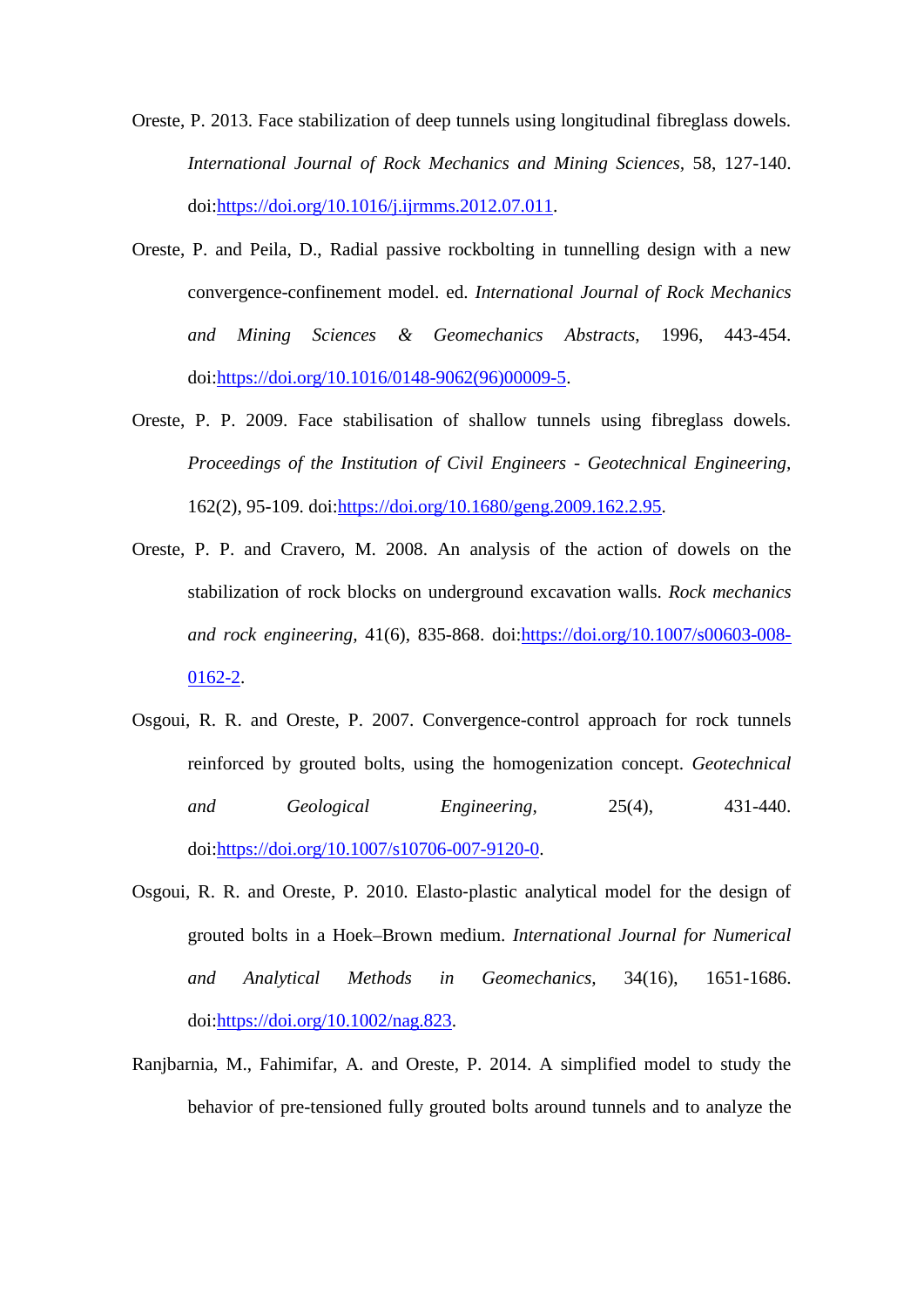Oreste, P. 2013. Face stabilization of deep tunnels using longitudinal fibreglass dowels. *International Journal of Rock Mechanics and Mining Sciences*, 58, 127-140. doi:https://doi.org/10.1016/j.ijrmms.2012.07.011.

Oreste, P. and Peila, D., Radial passive rockbolting in tunnelling design with a new convergence-confinement model. ed. *International Journal of Rock Mechanics and Mining Sciences & Geomechanics Abstracts*, 1996, 443-454. doi:https://doi.org/10.1016/0148-9062(96)00009-5.

Oreste, P. P. 2009. Face stabilisation of shallow tunnels using fibreglass dowels. *Proceedings of the Institution of Civil Engineers - Geotechnical Engineering*, 162(2), 95-109. doi:https://doi.org/10.1680/geng.2009.162.2.95.

Oreste, P. P. and Cravero, M. 2008. An analysis of the action of dowels on the stabilization of rock blocks on underground excavation walls. *Rock mechanics and rock engineering*, 41(6), 835-868. doi:https://doi.org/10.1007/s00603-008-0162-2.

Osgoui, R. R. and Oreste, P. 2007. Convergence-control approach for rock tunnels reinforced by grouted bolts, using the homogenization concept. *Geotechnical and Geological Engineering*, 25(4), 431-440. doi:https://doi.org/10.1007/s10706-007-9120-0.

Osgoui, R. R. and Oreste, P. 2010. Elasto-plastic analytical model for the design of grouted bolts in a Hoek–Brown medium. *International Journal for Numerical and Analytical Methods in Geomechanics*, 34(16), 1651-1686. doi:https://doi.org/10.1002/nag.823.

Ranjbarnia, M., Fahimifar, A. and Oreste, P. 2014. A simplified model to study the behavior of pre-tensioned fully grouted bolts around tunnels and to analyze the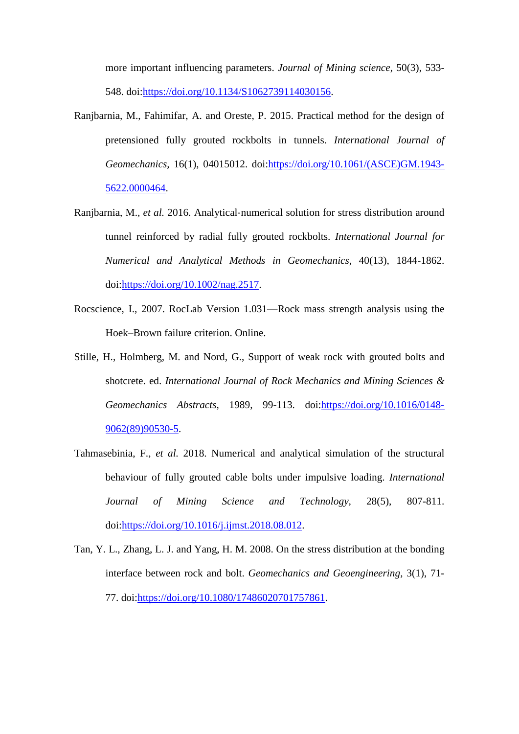more important influencing parameters. *Journal of Mining science*, 50(3), 533-548. doi:https://doi.org/10.1134/S1062739114030156.

Ranjbarnia, M., Fahimifar, A. and Oreste, P. 2015. Practical method for the design of pretensioned fully grouted rockbolts in tunnels. *International Journal of Geomechanics,* 16(1), 04015012. doi:https://doi.org/10.1061/(ASCE)GM.1943-5622.0000464.

Ranjbarnia, M., *et al.* 2016. Analytical-numerical solution for stress distribution around tunnel reinforced by radial fully grouted rockbolts. *International Journal for Numerical and Analytical Methods in Geomechanics,* 40(13), 1844-1862. doi:https://doi.org/10.1002/nag.2517.

Rocscience, I., 2007. RocLab Version 1.031—Rock mass strength analysis using the Hoek–Brown failure criterion. Online.

Stille, H., Holmberg, M. and Nord, G., Support of weak rock with grouted bolts and shotcrete. ed. *International Journal of Rock Mechanics and Mining Sciences & Geomechanics Abstracts*, 1989, 99-113. doi:https://doi.org/10.1016/0148-9062(89)90530-5.

Tahmasebinia, F., *et al.* 2018. Numerical and analytical simulation of the structural behaviour of fully grouted cable bolts under impulsive loading. *International Journal of Mining Science and Technology,* 28(5), 807-811. doi:https://doi.org/10.1016/j.ijmst.2018.08.012.

Tan, Y. L., Zhang, L. J. and Yang, H. M. 2008. On the stress distribution at the bonding interface between rock and bolt. *Geomechanics and Geoengineering,* 3(1), 71-77. doi:https://doi.org/10.1080/17486020701757861.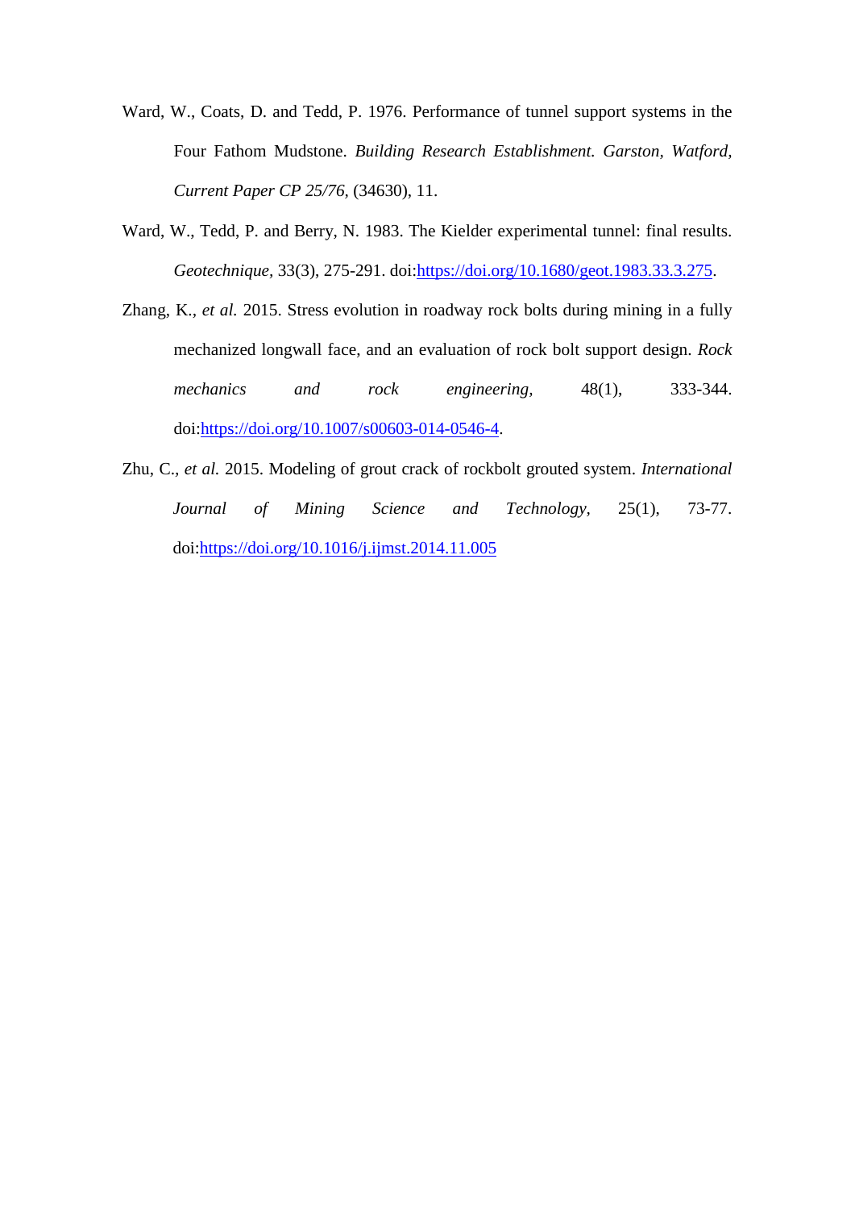Ward, W., Coats, D. and Tedd, P. 1976. Performance of tunnel support systems in the Four Fathom Mudstone. *Building Research Establishment. Garston, Watford, Current Paper CP 25/76,* (34630), 11.

Ward, W., Tedd, P. and Berry, N. 1983. The Kielder experimental tunnel: final results. *Geotechnique*, 33(3), 275-291. doi:https://doi.org/10.1680/geot.1983.33.3.275.

Zhang, K., *et al.* 2015. Stress evolution in roadway rock bolts during mining in a fully mechanized longwall face, and an evaluation of rock bolt support design. *Rock mechanics and rock engineering*, 48(1), 333-344. doi:https://doi.org/10.1007/s00603-014-0546-4.

Zhu, C., *et al.* 2015. Modeling of grout crack of rockbolt grouted system. *International Journal of Mining Science and Technology*, 25(1), 73-77. doi:https://doi.org/10.1016/j.ijmst.2014.11.005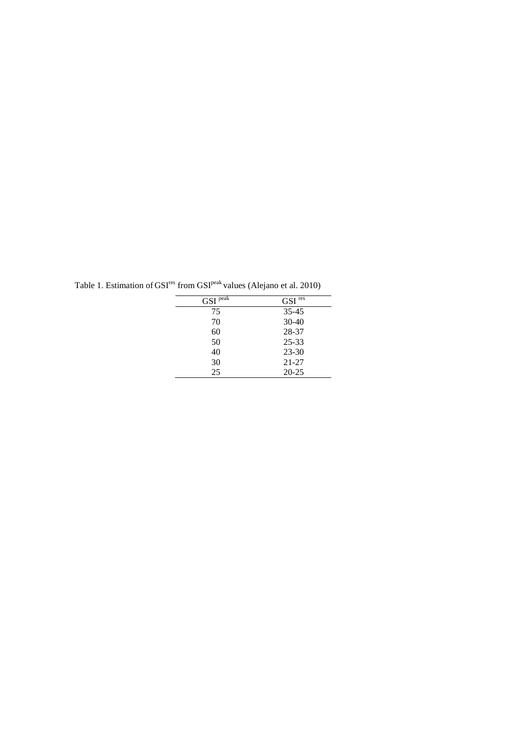Table 1. Estimation of $GSI^{res}$ from $GSI^{peak}$ values (Alejano et al. 2010)

| $GSI^{peak}$ | $GSI^{res}$ |
|---|---|
| 75 | 35-45 |
| 70 | 30-40 |
| 60 | 28-37 |
| 50 | 25-33 |
| 40 | 23-30 |
| 30 | 21-27 |
| 25 | 20-25 |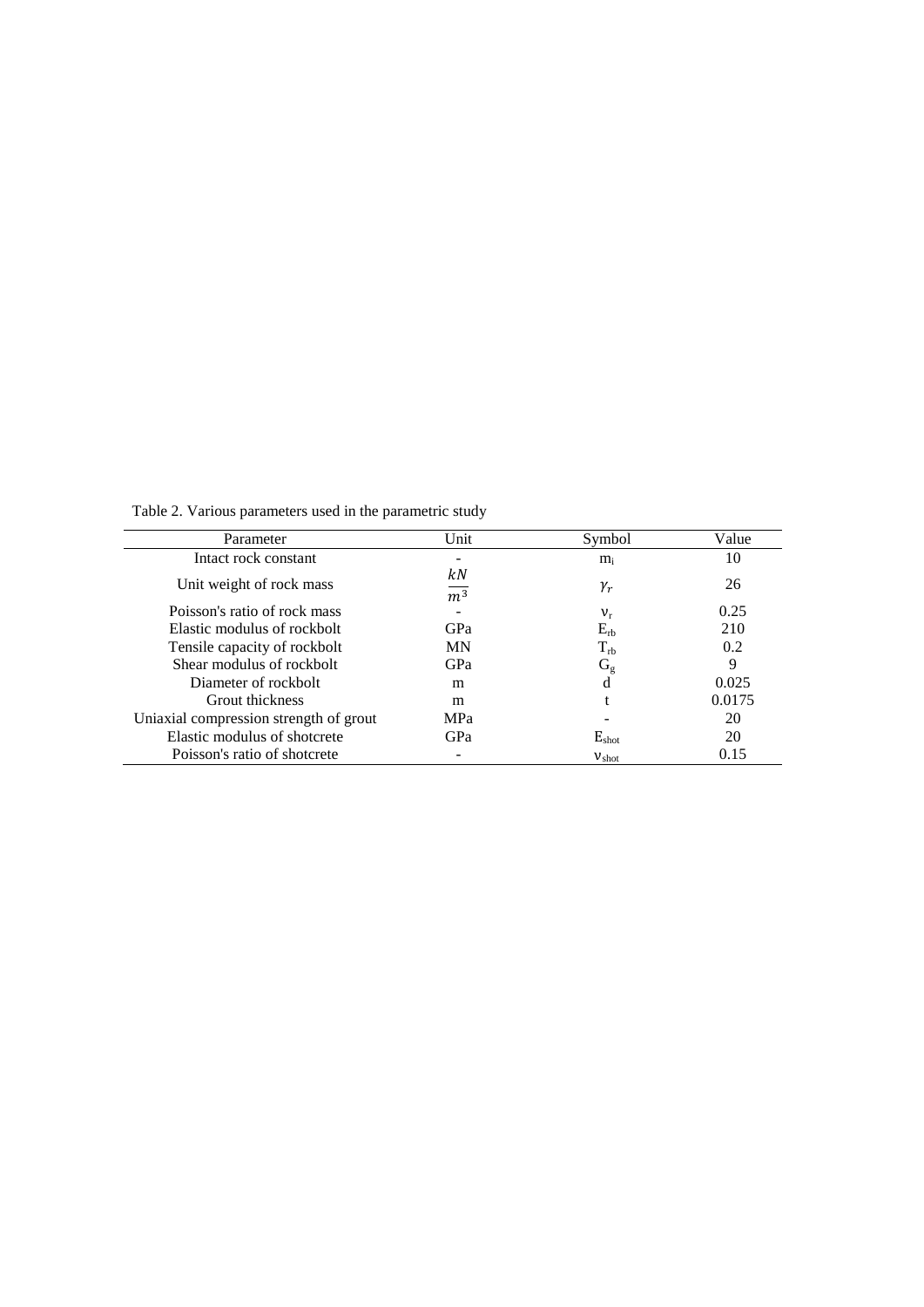Table 2. Various parameters used in the parametric study

| Parameter | Unit | Symbol | Value |
|---|---|---|---|
| Intact rock constant | - | $m_i$ | 10 |
| Unit weight of rock mass | $\frac{kN}{m^3}$ | $\gamma_r$ | 26 |
| Poisson's ratio of rock mass | - | $\nu_r$ | 0.25 |
| Elastic modulus of rockbolt | GPa | $E_{rb}$ | 210 |
| Tensile capacity of rockbolt | MN | $T_{rb}$ | 0.2 |
| Shear modulus of rockbolt | GPa | $G_g$ | 9 |
| Diameter of rockbolt | m | d | 0.025 |
| Grout thickness | m | t | 0.0175 |
| Uniaxial compression strength of grout | MPa | - | 20 |
| Elastic modulus of shotcrete | GPa | $E_{shot}$ | 20 |
| Poisson's ratio of shotcrete | - | $\nu_{shot}$ | 0.15 |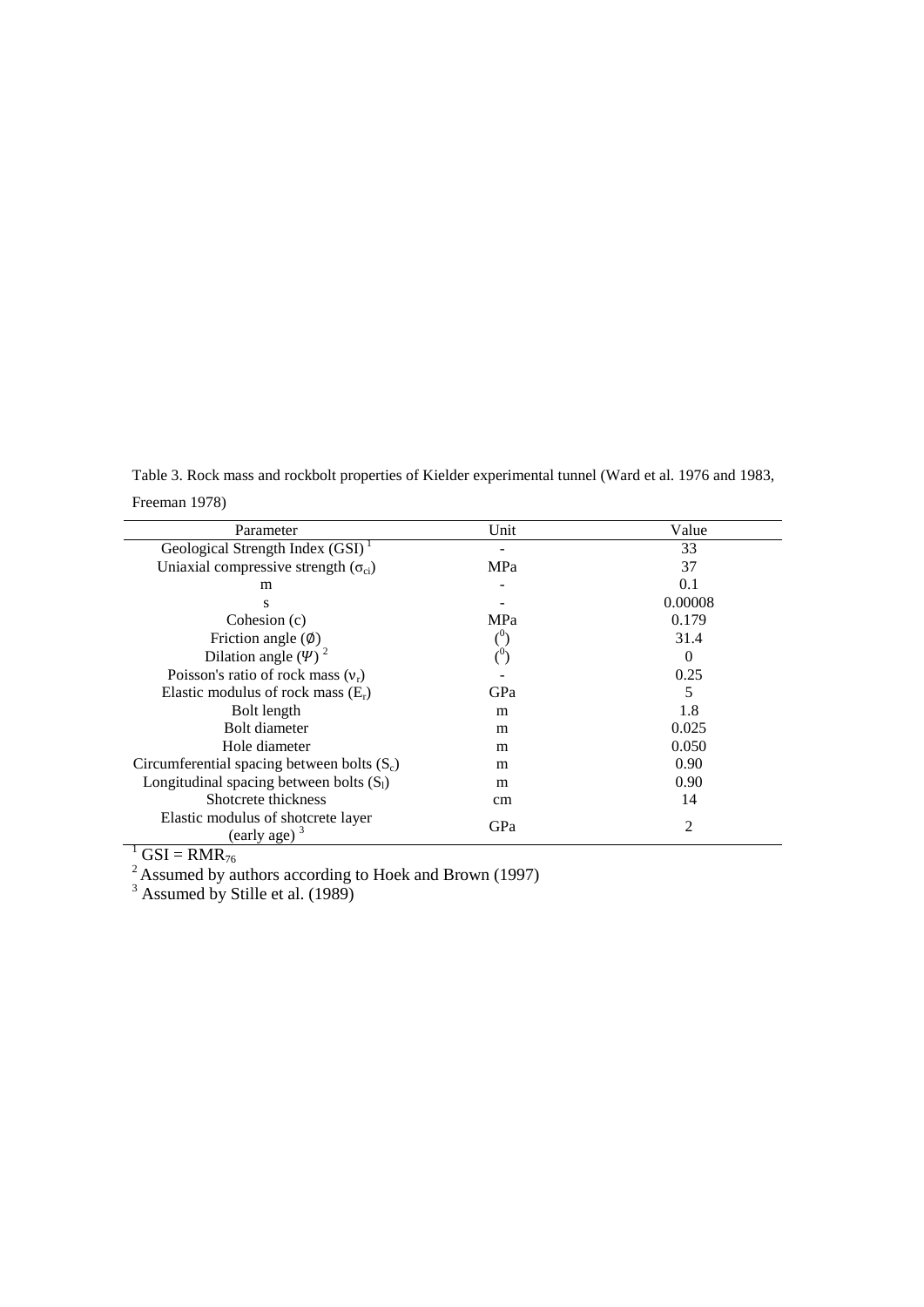Table 3. Rock mass and rockbolt properties of Kielder experimental tunnel (Ward et al. 1976 and 1983, Freeman 1978)

| Parameter | Unit | Value |
|---|---|---|
| Geological Strength Index (GSI) [1] | - | 33 |
| Uniaxial compressive strength ($\sigma_{ci}$) | MPa | 37 |
| m | - | 0.1 |
| s | - | 0.00008 |
| Cohesion (c) | MPa | 0.179 |
| Friction angle ($\emptyset$) | ($^0$) | 31.4 |
| Dilation angle ($\Psi$) [2] | ($^0$) | 0 |
| Poisson's ratio of rock mass ($\nu_r$) | - | 0.25 |
| Elastic modulus of rock mass ($E_r$) | GPa | 5 |
| Bolt length | m | 1.8 |
| Bolt diameter | m | 0.025 |
| Hole diameter | m | 0.050 |
| Circumferential spacing between bolts ($S_c$) | m | 0.90 |
| Longitudinal spacing between bolts ($S_l$) | m | 0.90 |
| Shotcrete thickness | cm | 14 |
| Elastic modulus of shotcrete layer (early age) [3] | GPa | 2 |

[1] GSI = $RMR_{76}$

[2] Assumed by authors according to Hoek and Brown (1997)

[3] Assumed by Stille et al. (1989)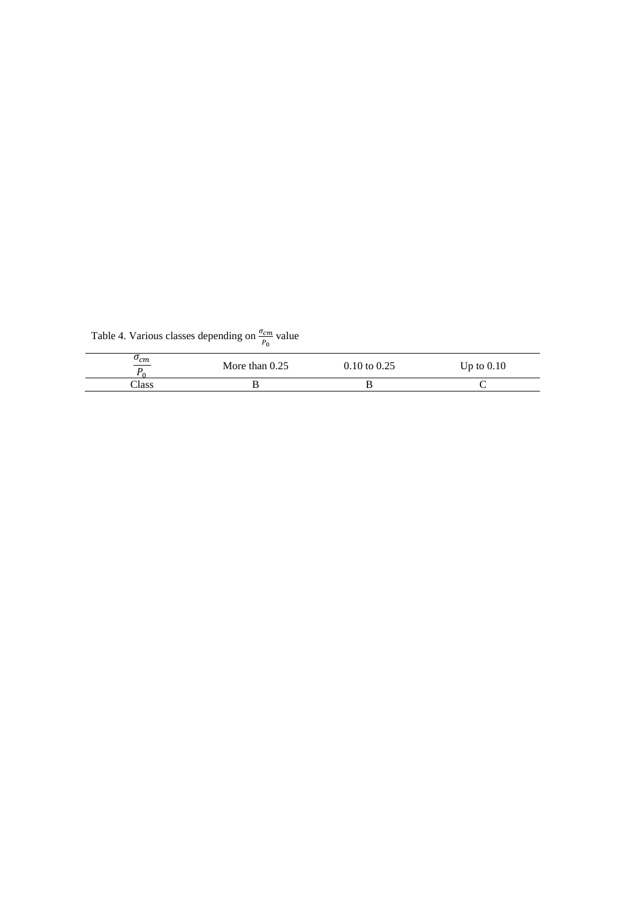Table 4. Various classes depending on $\frac{\sigma_{cm}}{P_0}$ value

| $\frac{\sigma_{cm}}{P_0}$ | More than 0.25 | 0.10 to 0.25 | Up to 0.10 |
|---|---|---|---|
| Class | B | B | C |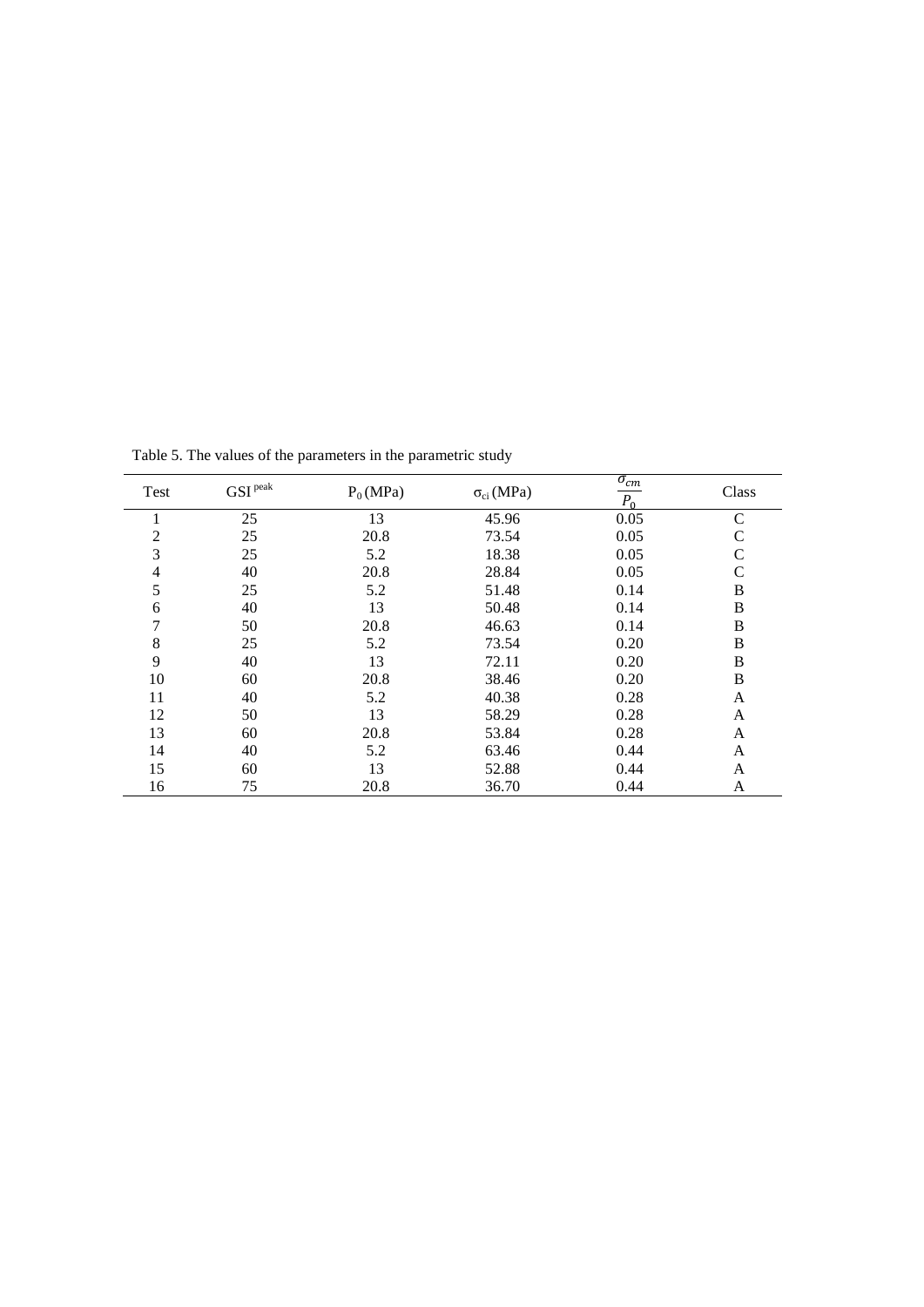Table 5. The values of the parameters in the parametric study

| Test | $GSI^{peak}$ | $P_0$ (MPa) | $\sigma_{ci}$ (MPa) | $\frac{\sigma_{cm}}{P_0}$ | Class |
|---|---|---|---|---|---|
| 1 | 25 | 13 | 45.96 | 0.05 | C |
| 2 | 25 | 20.8 | 73.54 | 0.05 | C |
| 3 | 25 | 5.2 | 18.38 | 0.05 | C |
| 4 | 40 | 20.8 | 28.84 | 0.05 | C |
| 5 | 25 | 5.2 | 51.48 | 0.14 | B |
| 6 | 40 | 13 | 50.48 | 0.14 | B |
| 7 | 50 | 20.8 | 46.63 | 0.14 | B |
| 8 | 25 | 5.2 | 73.54 | 0.20 | B |
| 9 | 40 | 13 | 72.11 | 0.20 | B |
| 10 | 60 | 20.8 | 38.46 | 0.20 | B |
| 11 | 40 | 5.2 | 40.38 | 0.28 | A |
| 12 | 50 | 13 | 58.29 | 0.28 | A |
| 13 | 60 | 20.8 | 53.84 | 0.28 | A |
| 14 | 40 | 5.2 | 63.46 | 0.44 | A |
| 15 | 60 | 13 | 52.88 | 0.44 | A |
| 16 | 75 | 20.8 | 36.70 | 0.44 | A |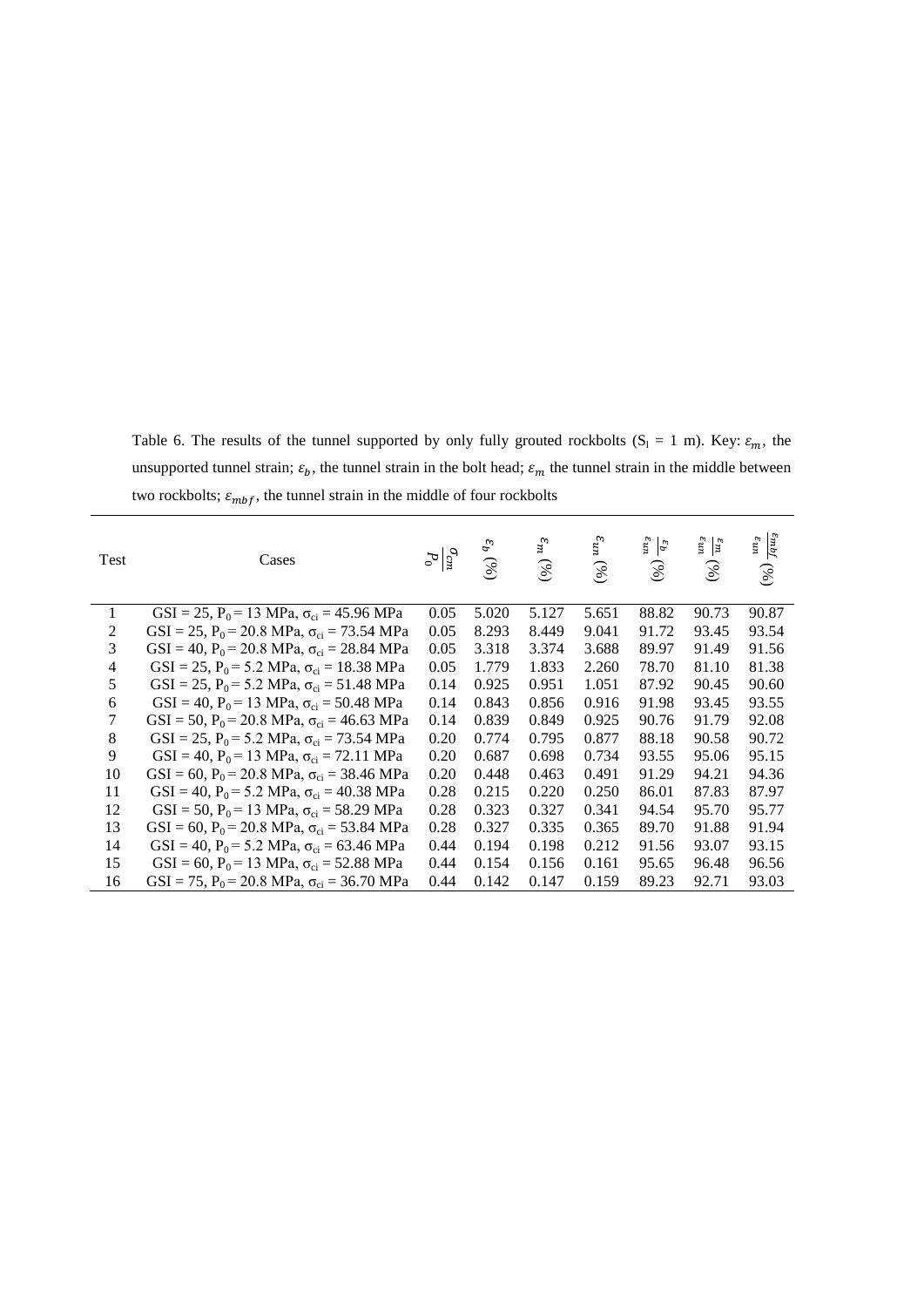Table 6. The results of the tunnel supported by only fully grouted rockbolts ($S_l$ = 1 m). Key: $\varepsilon_m$, the unsupported tunnel strain; $\varepsilon_b$, the tunnel strain in the bolt head; $\varepsilon_m$ the tunnel strain in the middle between two rockbolts; $\varepsilon_{mbf}$, the tunnel strain in the middle of four rockbolts

| Test | Cases | $\frac{\sigma_{cm}}{P_0}$ | $\varepsilon_b$ (%) | $\varepsilon_m$ (%) | $\varepsilon_{un}$ (%) | $\frac{\varepsilon_b}{\varepsilon_{un}}$ (%) | $\frac{\varepsilon_m}{\varepsilon_{un}}$ (%) | $\frac{\varepsilon_{mbf}}{\varepsilon_{un}}$ (%) |
|---|---|---|---|---|---|---|---|---|
| 1 | GSI = 25, $P_0$ = 13 MPa, $\sigma_{ci}$ = 45.96 MPa | 0.05 | 5.020 | 5.127 | 5.651 | 88.82 | 90.73 | 90.87 |
| 2 | GSI = 25, $P_0$ = 20.8 MPa, $\sigma_{ci}$ = 73.54 MPa | 0.05 | 8.293 | 8.449 | 9.041 | 91.72 | 93.45 | 93.54 |
| 3 | GSI = 40, $P_0$ = 20.8 MPa, $\sigma_{ci}$ = 28.84 MPa | 0.05 | 3.318 | 3.374 | 3.688 | 89.97 | 91.49 | 91.56 |
| 4 | GSI = 25, $P_0$ = 5.2 MPa, $\sigma_{ci}$ = 18.38 MPa | 0.05 | 1.779 | 1.833 | 2.260 | 78.70 | 81.10 | 81.38 |
| 5 | GSI = 25, $P_0$ = 5.2 MPa, $\sigma_{ci}$ = 51.48 MPa | 0.14 | 0.925 | 0.951 | 1.051 | 87.92 | 90.45 | 90.60 |
| 6 | GSI = 40, $P_0$ = 13 MPa, $\sigma_{ci}$ = 50.48 MPa | 0.14 | 0.843 | 0.856 | 0.916 | 91.98 | 93.45 | 93.55 |
| 7 | GSI = 50, $P_0$ = 20.8 MPa, $\sigma_{ci}$ = 46.63 MPa | 0.14 | 0.839 | 0.849 | 0.925 | 90.76 | 91.79 | 92.08 |
| 8 | GSI = 25, $P_0$ = 5.2 MPa, $\sigma_{ci}$ = 73.54 MPa | 0.20 | 0.774 | 0.795 | 0.877 | 88.18 | 90.58 | 90.72 |
| 9 | GSI = 40, $P_0$ = 13 MPa, $\sigma_{ci}$ = 72.11 MPa | 0.20 | 0.687 | 0.698 | 0.734 | 93.55 | 95.06 | 95.15 |
| 10 | GSI = 60, $P_0$ = 20.8 MPa, $\sigma_{ci}$ = 38.46 MPa | 0.20 | 0.448 | 0.463 | 0.491 | 91.29 | 94.21 | 94.36 |
| 11 | GSI = 40, $P_0$ = 5.2 MPa, $\sigma_{ci}$ = 40.38 MPa | 0.28 | 0.215 | 0.220 | 0.250 | 86.01 | 87.83 | 87.97 |
| 12 | GSI = 50, $P_0$ = 13 MPa, $\sigma_{ci}$ = 58.29 MPa | 0.28 | 0.323 | 0.327 | 0.341 | 94.54 | 95.70 | 95.77 |
| 13 | GSI = 60, $P_0$ = 20.8 MPa, $\sigma_{ci}$ = 53.84 MPa | 0.28 | 0.327 | 0.335 | 0.365 | 89.70 | 91.88 | 91.94 |
| 14 | GSI = 40, $P_0$ = 5.2 MPa, $\sigma_{ci}$ = 63.46 MPa | 0.44 | 0.194 | 0.198 | 0.212 | 91.56 | 93.07 | 93.15 |
| 15 | GSI = 60, $P_0$ = 13 MPa, $\sigma_{ci}$ = 52.88 MPa | 0.44 | 0.154 | 0.156 | 0.161 | 95.65 | 96.48 | 96.56 |
| 16 | GSI = 75, $P_0$ = 20.8 MPa, $\sigma_{ci}$ = 36.70 MPa | 0.44 | 0.142 | 0.147 | 0.159 | 89.23 | 92.71 | 93.03 |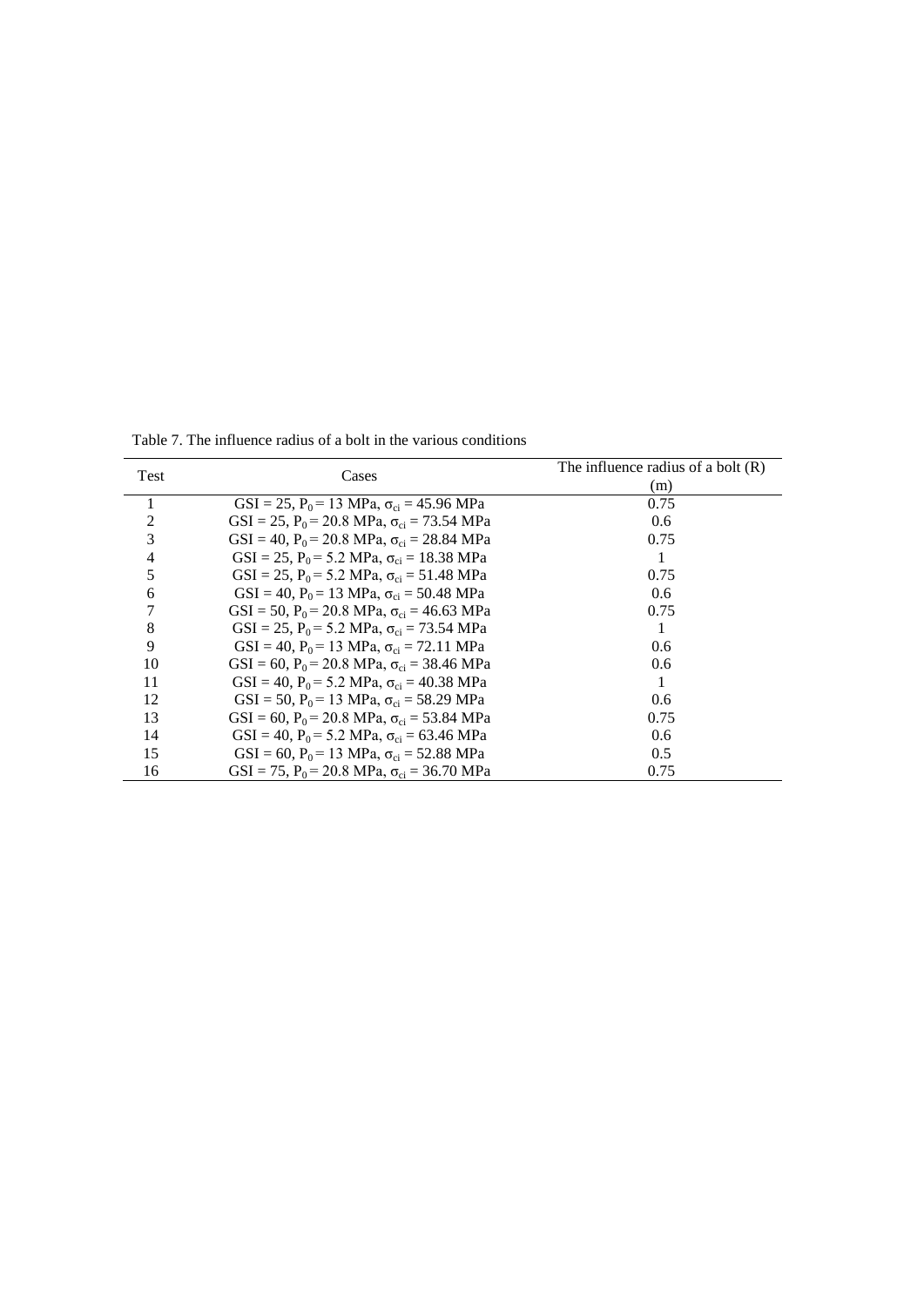Table 7. The influence radius of a bolt in the various conditions

| Test | Cases | The influence radius of a bolt (R) (m) |
|---|---|---|
| 1 | GSI = 25, $P_0$ = 13 MPa, $\sigma_{ci}$ = 45.96 MPa | 0.75 |
| 2 | GSI = 25, $P_0$ = 20.8 MPa, $\sigma_{ci}$ = 73.54 MPa | 0.6 |
| 3 | GSI = 40, $P_0$ = 20.8 MPa, $\sigma_{ci}$ = 28.84 MPa | 0.75 |
| 4 | GSI = 25, $P_0$ = 5.2 MPa, $\sigma_{ci}$ = 18.38 MPa | 1 |
| 5 | GSI = 25, $P_0$ = 5.2 MPa, $\sigma_{ci}$ = 51.48 MPa | 0.75 |
| 6 | GSI = 40, $P_0$ = 13 MPa, $\sigma_{ci}$ = 50.48 MPa | 0.6 |
| 7 | GSI = 50, $P_0$ = 20.8 MPa, $\sigma_{ci}$ = 46.63 MPa | 0.75 |
| 8 | GSI = 25, $P_0$ = 5.2 MPa, $\sigma_{ci}$ = 73.54 MPa | 1 |
| 9 | GSI = 40, $P_0$ = 13 MPa, $\sigma_{ci}$ = 72.11 MPa | 0.6 |
| 10 | GSI = 60, $P_0$ = 20.8 MPa, $\sigma_{ci}$ = 38.46 MPa | 0.6 |
| 11 | GSI = 40, $P_0$ = 5.2 MPa, $\sigma_{ci}$ = 40.38 MPa | 1 |
| 12 | GSI = 50, $P_0$ = 13 MPa, $\sigma_{ci}$ = 58.29 MPa | 0.6 |
| 13 | GSI = 60, $P_0$ = 20.8 MPa, $\sigma_{ci}$ = 53.84 MPa | 0.75 |
| 14 | GSI = 40, $P_0$ = 5.2 MPa, $\sigma_{ci}$ = 63.46 MPa | 0.6 |
| 15 | GSI = 60, $P_0$ = 13 MPa, $\sigma_{ci}$ = 52.88 MPa | 0.5 |
| 16 | GSI = 75, $P_0$ = 20.8 MPa, $\sigma_{ci}$ = 36.70 MPa | 0.75 |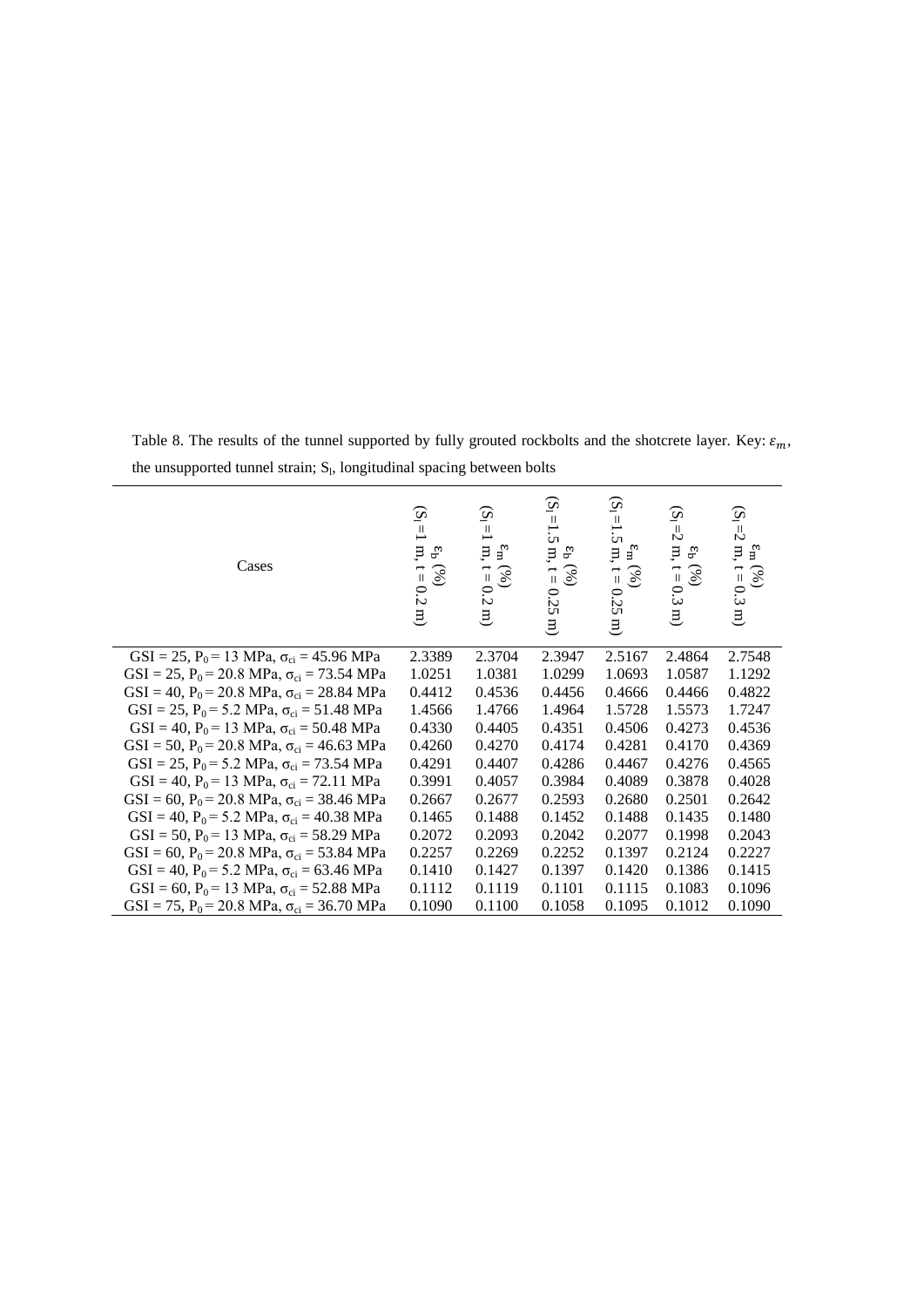Table 8. The results of the tunnel supported by fully grouted rockbolts and the shotcrete layer. Key: $\varepsilon_m$, the unsupported tunnel strain; $S_l$, longitudinal spacing between bolts

| Cases | $\varepsilon_b$ (%) ($S_l$ = 1 m, t = 0.2 m) | $\varepsilon_m$ (%) ($S_l$ = 1 m, t = 0.2 m) | $\varepsilon_b$ (%) ($S_l$ = 1.5 m, t = 0.25 m) | $\varepsilon_m$ (%) ($S_l$ = 1.5 m, t = 0.25 m) | $\varepsilon_b$ (%) ($S_l$ = 2 m, t = 0.3 m) | $\varepsilon_m$ (%) ($S_l$ = 2 m, t = 0.3 m) |
|---|---|---|---|---|---|---|
| GSI = 25, $P_0$ = 13 MPa, $\sigma_{ci}$ = 45.96 MPa | 2.3389 | 2.3704 | 2.3947 | 2.5167 | 2.4864 | 2.7548 |
| GSI = 25, $P_0$ = 20.8 MPa, $\sigma_{ci}$ = 73.54 MPa | 1.0251 | 1.0381 | 1.0299 | 1.0693 | 1.0587 | 1.1292 |
| GSI = 40, $P_0$ = 20.8 MPa, $\sigma_{ci}$ = 28.84 MPa | 0.4412 | 0.4536 | 0.4456 | 0.4666 | 0.4466 | 0.4822 |
| GSI = 25, $P_0$ = 5.2 MPa, $\sigma_{ci}$ = 51.48 MPa | 1.4566 | 1.4766 | 1.4964 | 1.5728 | 1.5573 | 1.7247 |
| GSI = 40, $P_0$ = 13 MPa, $\sigma_{ci}$ = 50.48 MPa | 0.4330 | 0.4405 | 0.4351 | 0.4506 | 0.4273 | 0.4536 |
| GSI = 50, $P_0$ = 20.8 MPa, $\sigma_{ci}$ = 46.63 MPa | 0.4260 | 0.4270 | 0.4174 | 0.4281 | 0.4170 | 0.4369 |
| GSI = 25, $P_0$ = 5.2 MPa, $\sigma_{ci}$ = 73.54 MPa | 0.4291 | 0.4407 | 0.4286 | 0.4467 | 0.4276 | 0.4565 |
| GSI = 40, $P_0$ = 13 MPa, $\sigma_{ci}$ = 72.11 MPa | 0.3991 | 0.4057 | 0.3984 | 0.4089 | 0.3878 | 0.4028 |
| GSI = 60, $P_0$ = 20.8 MPa, $\sigma_{ci}$ = 38.46 MPa | 0.2667 | 0.2677 | 0.2593 | 0.2680 | 0.2501 | 0.2642 |
| GSI = 40, $P_0$ = 5.2 MPa, $\sigma_{ci}$ = 40.38 MPa | 0.1465 | 0.1488 | 0.1452 | 0.1488 | 0.1435 | 0.1480 |
| GSI = 50, $P_0$ = 13 MPa, $\sigma_{ci}$ = 58.29 MPa | 0.2072 | 0.2093 | 0.2042 | 0.2077 | 0.1998 | 0.2043 |
| GSI = 60, $P_0$ = 20.8 MPa, $\sigma_{ci}$ = 53.84 MPa | 0.2257 | 0.2269 | 0.2252 | 0.1397 | 0.2124 | 0.2227 |
| GSI = 40, $P_0$ = 5.2 MPa, $\sigma_{ci}$ = 63.46 MPa | 0.1410 | 0.1427 | 0.1397 | 0.1420 | 0.1386 | 0.1415 |
| GSI = 60, $P_0$ = 13 MPa, $\sigma_{ci}$ = 52.88 MPa | 0.1112 | 0.1119 | 0.1101 | 0.1115 | 0.1083 | 0.1096 |
| GSI = 75, $P_0$ = 20.8 MPa, $\sigma_{ci}$ = 36.70 MPa | 0.1090 | 0.1100 | 0.1058 | 0.1095 | 0.1012 | 0.1090 |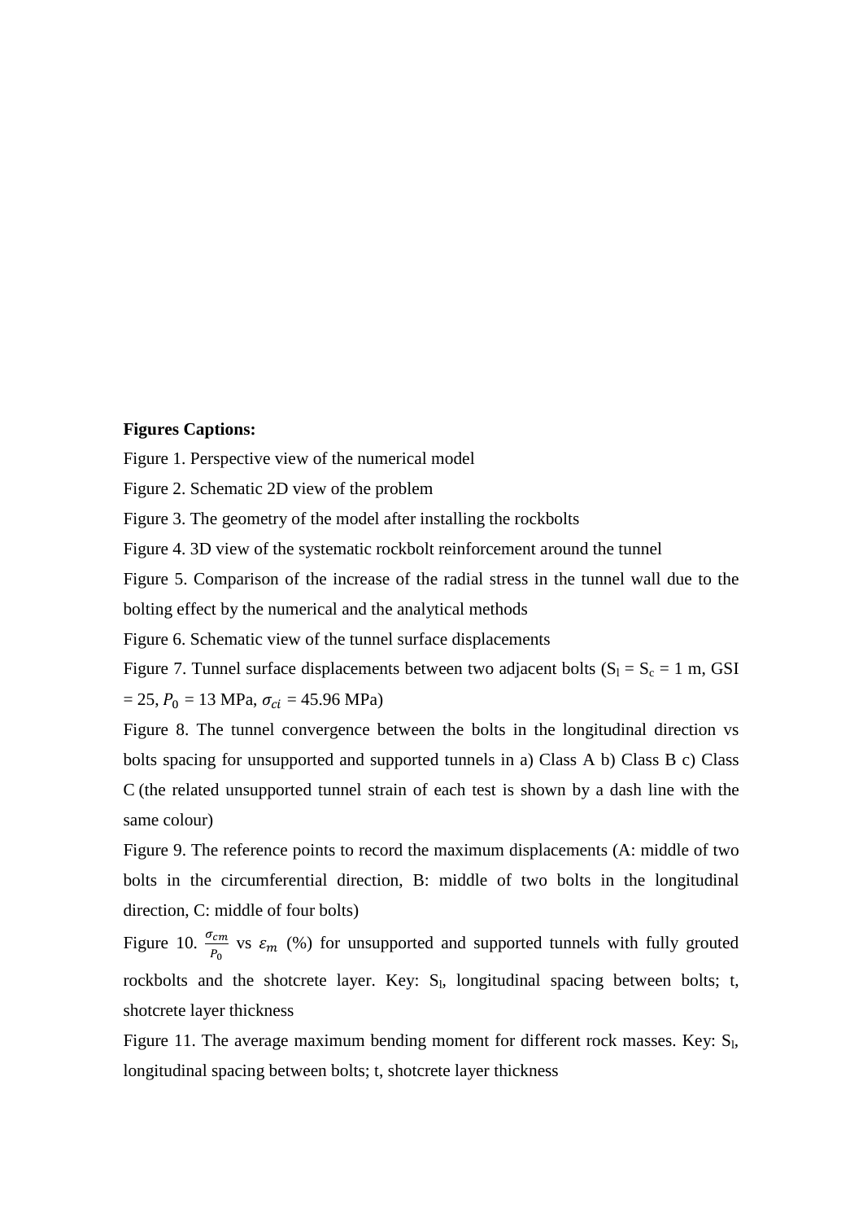**Figures Captions:**

Figure 1. Perspective view of the numerical model

Figure 2. Schematic 2D view of the problem

Figure 3. The geometry of the model after installing the rockbolts

Figure 4. 3D view of the systematic rockbolt reinforcement around the tunnel

Figure 5. Comparison of the increase of the radial stress in the tunnel wall due to the bolting effect by the numerical and the analytical methods

Figure 6. Schematic view of the tunnel surface displacements

Figure 7. Tunnel surface displacements between two adjacent bolts ($S_l = S_c = 1$ m, GSI = 25, $P_0$ = 13 MPa, $\sigma_{ci}$ = 45.96 MPa)

Figure 8. The tunnel convergence between the bolts in the longitudinal direction vs bolts spacing for unsupported and supported tunnels in a) Class A b) Class B c) Class C (the related unsupported tunnel strain of each test is shown by a dash line with the same colour)

Figure 9. The reference points to record the maximum displacements (A: middle of two bolts in the circumferential direction, B: middle of two bolts in the longitudinal direction, C: middle of four bolts)

Figure 10. $\frac{\sigma_{cm}}{P_0}$ vs $\varepsilon_m$ (%) for unsupported and supported tunnels with fully grouted rockbolts and the shotcrete layer. Key: $S_l$, longitudinal spacing between bolts; t, shotcrete layer thickness

Figure 11. The average maximum bending moment for different rock masses. Key: $S_l$, longitudinal spacing between bolts; t, shotcrete layer thickness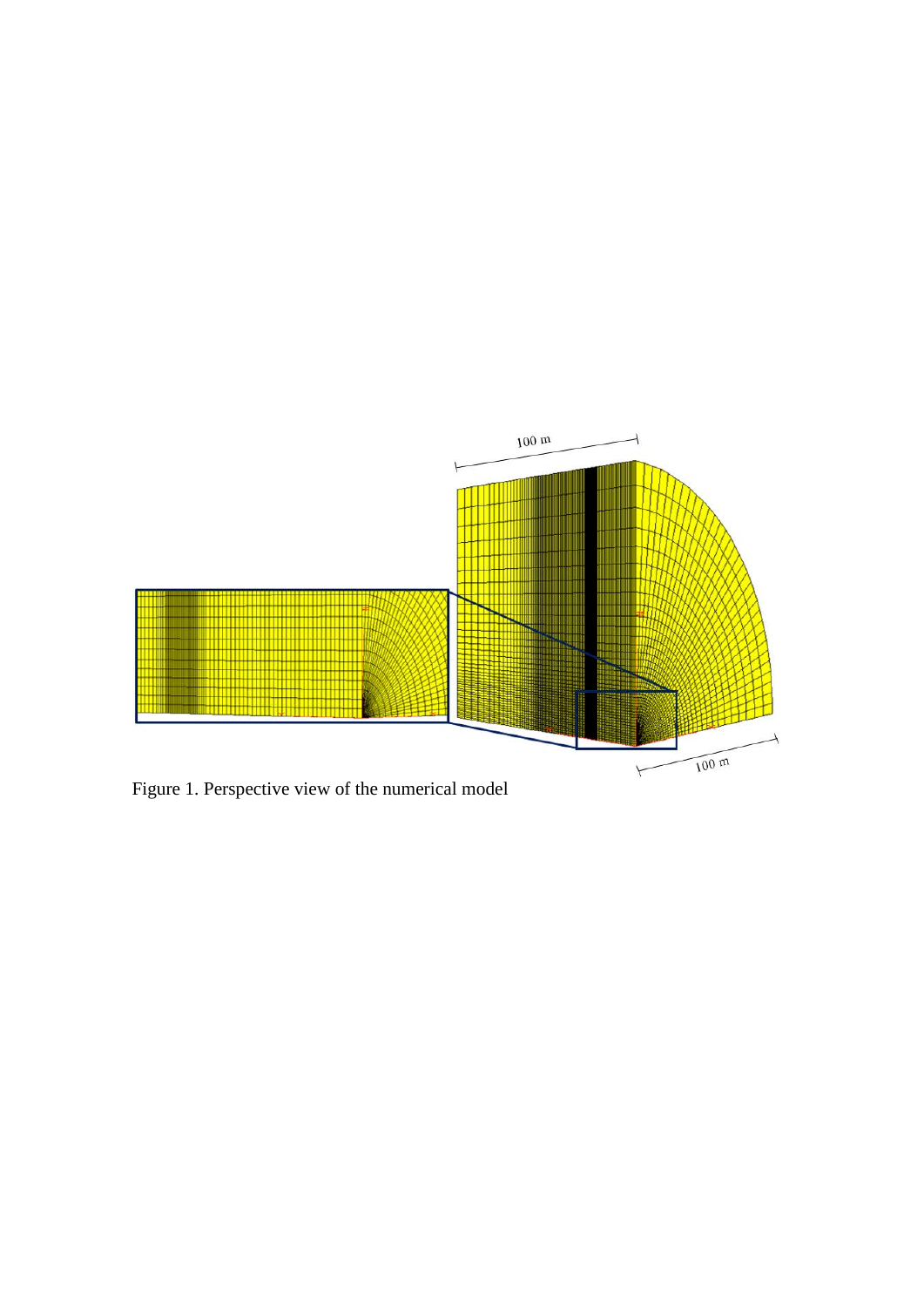Figure 1. Perspective view of the numerical model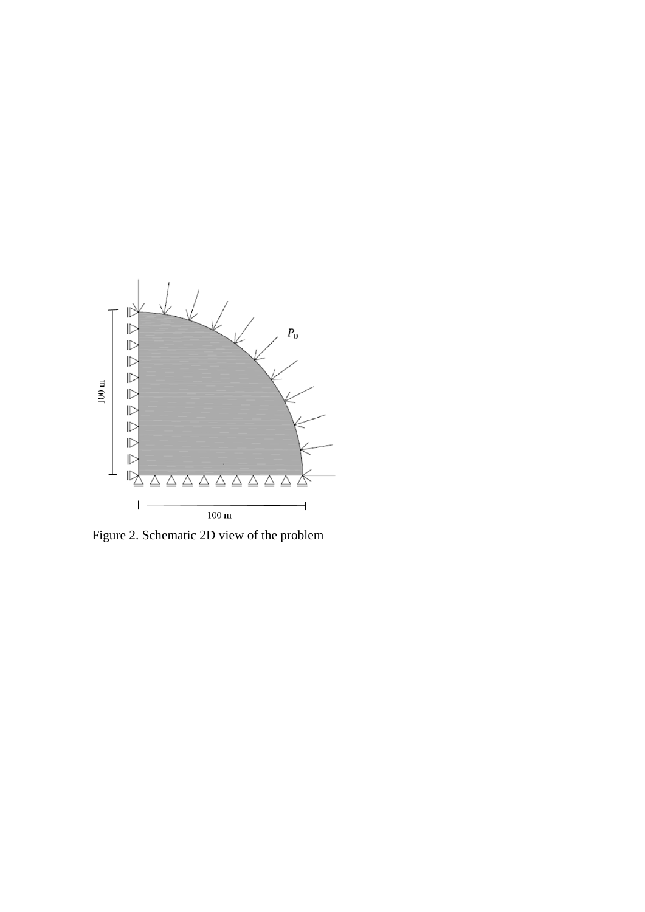Figure 2. Schematic 2D view of the problem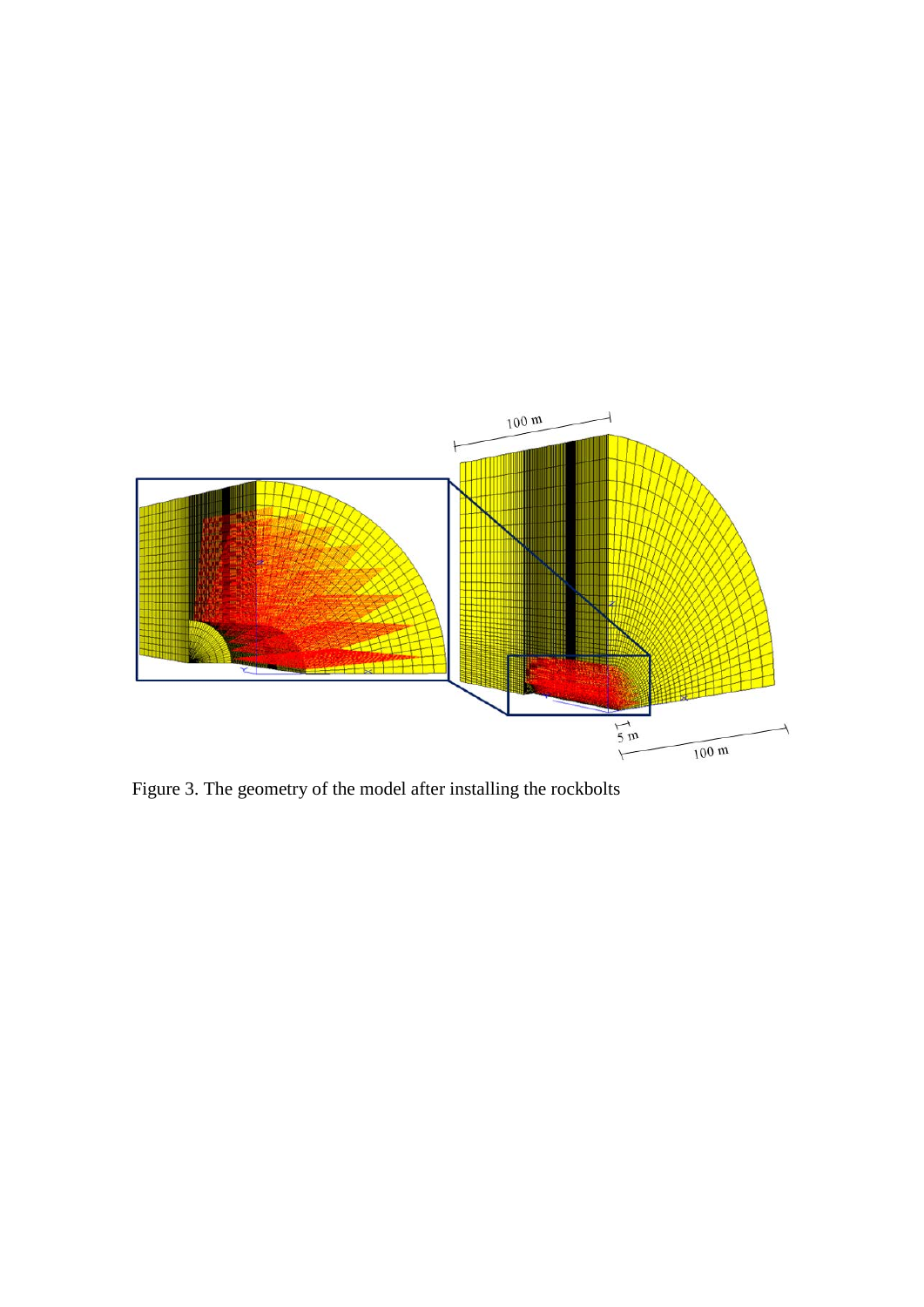Figure 3. The geometry of the model after installing the rockbolts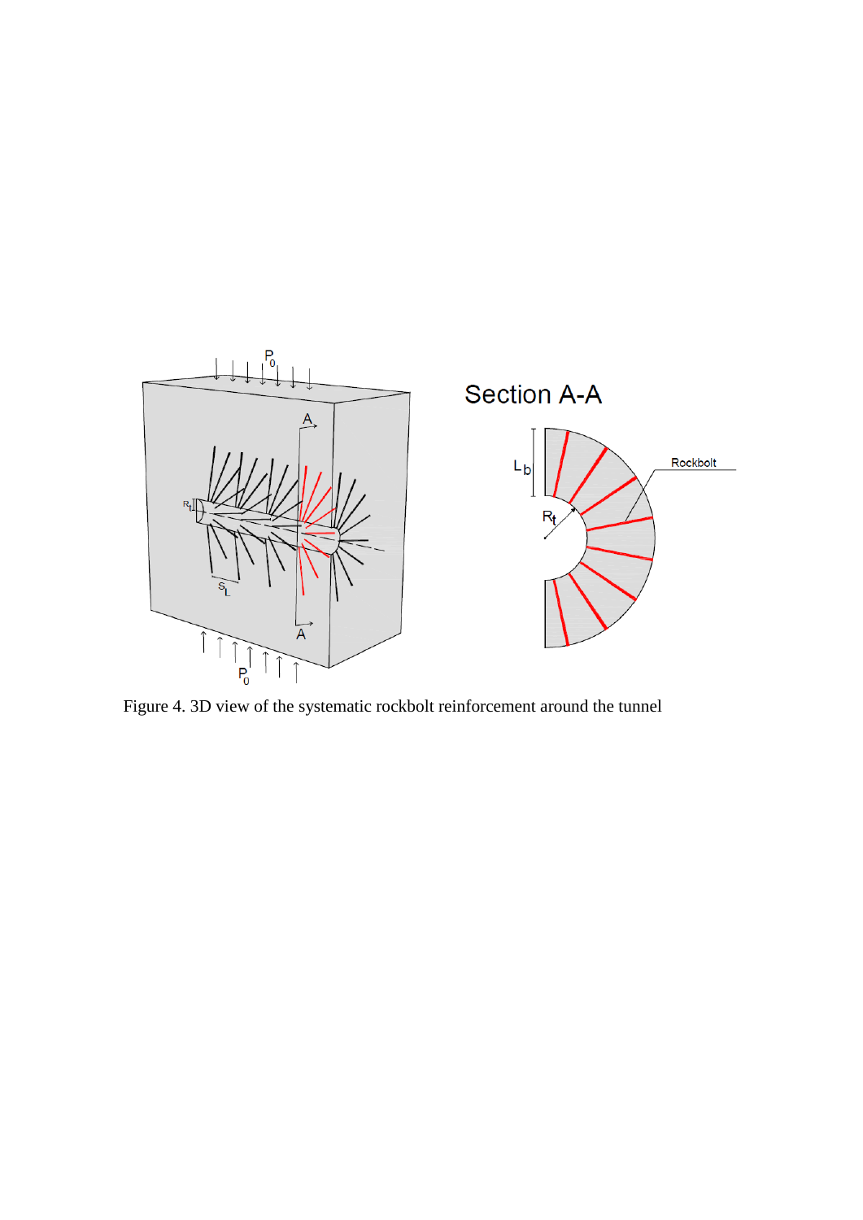Figure 4. 3D view of the systematic rockbolt reinforcement around the tunnel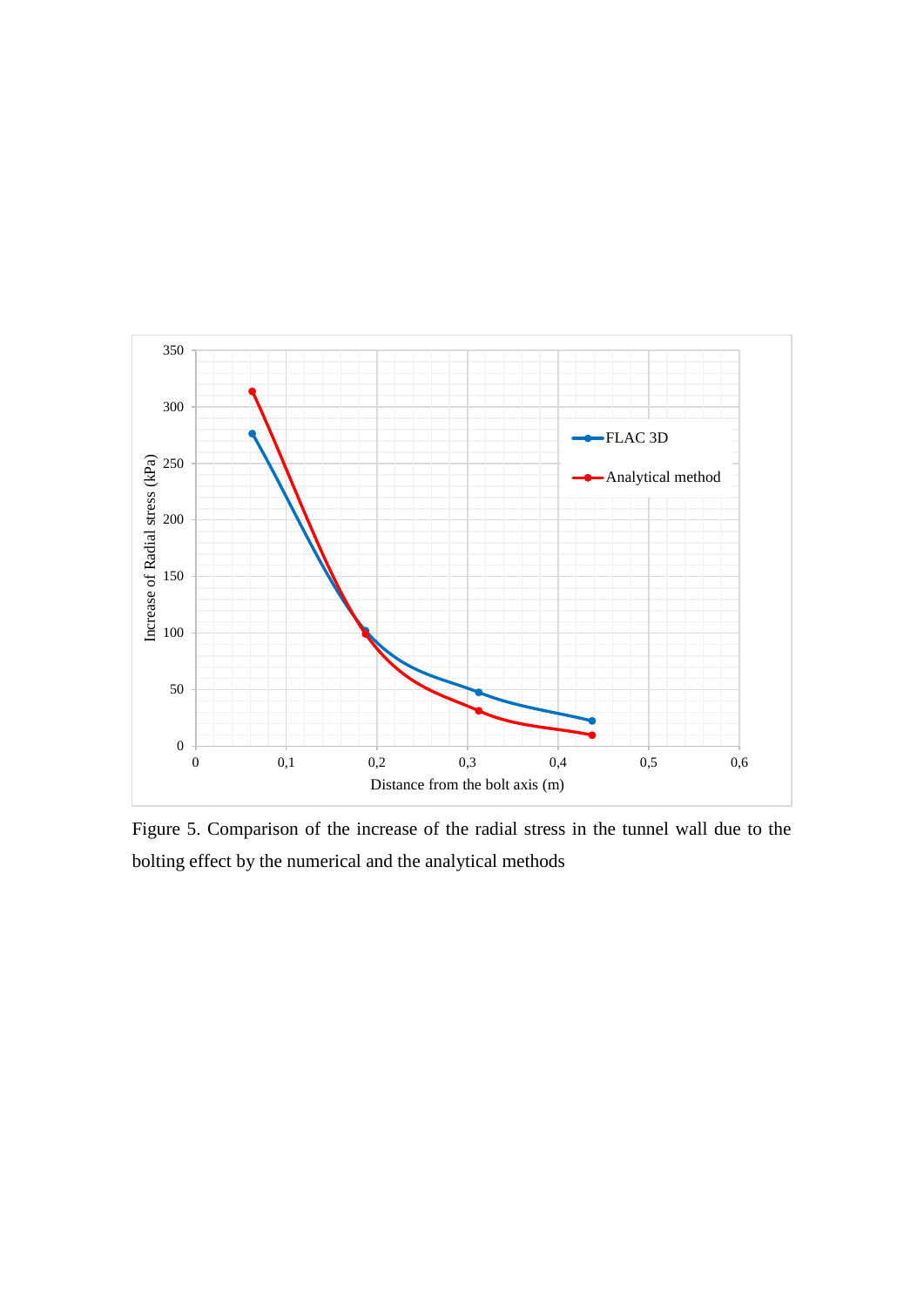Figure 5. Comparison of the increase of the radial stress in the tunnel wall due to the bolting effect by the numerical and the analytical methods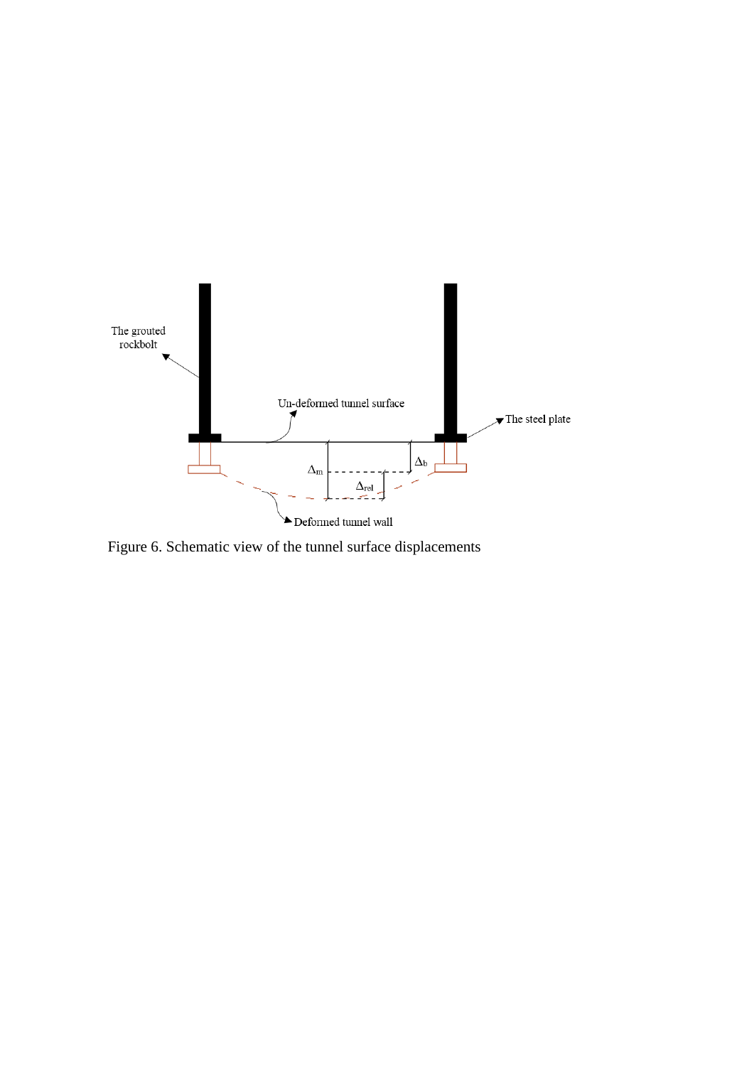Figure 6. Schematic view of the tunnel surface displacements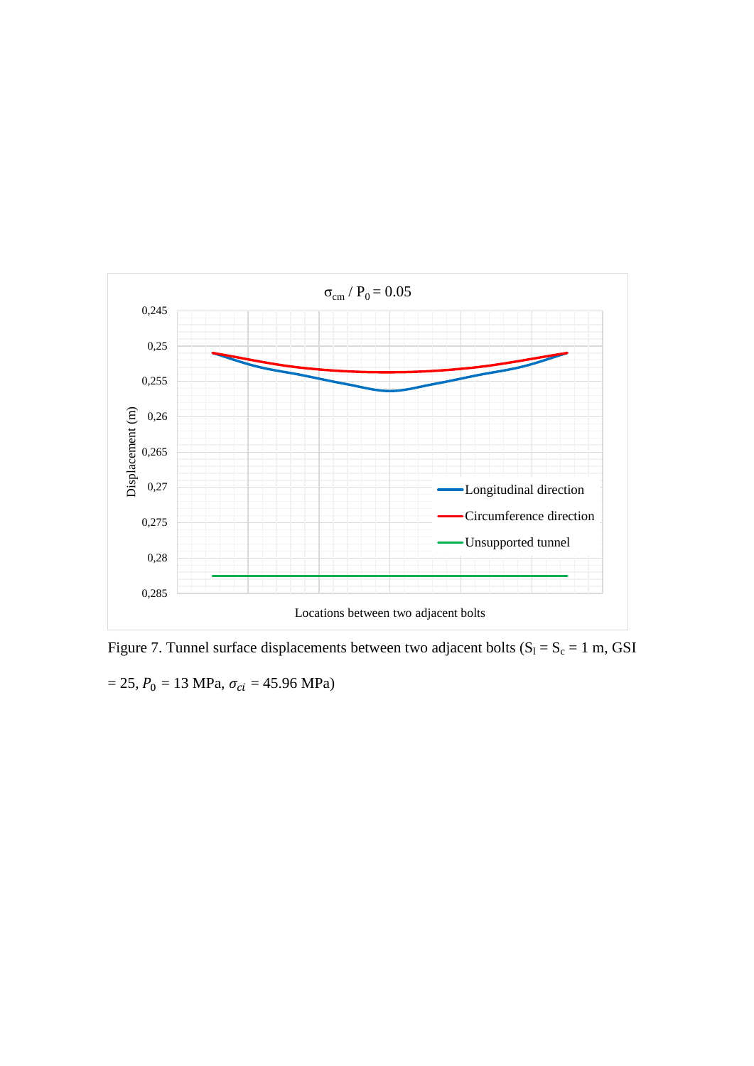Figure 7. Tunnel surface displacements between two adjacent bolts ($S_l = S_c = 1$ m, GSI = 25, $P_0$ = 13 MPa, $\sigma_{ci}$ = 45.96 MPa)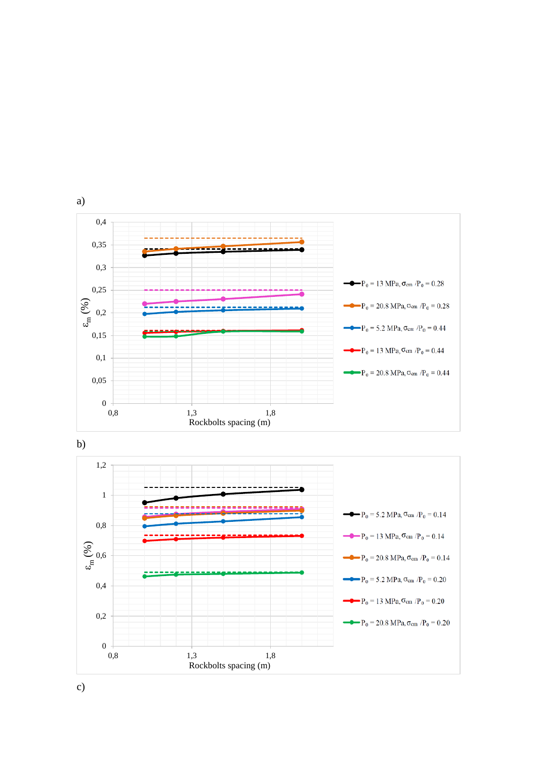a)

b)

c)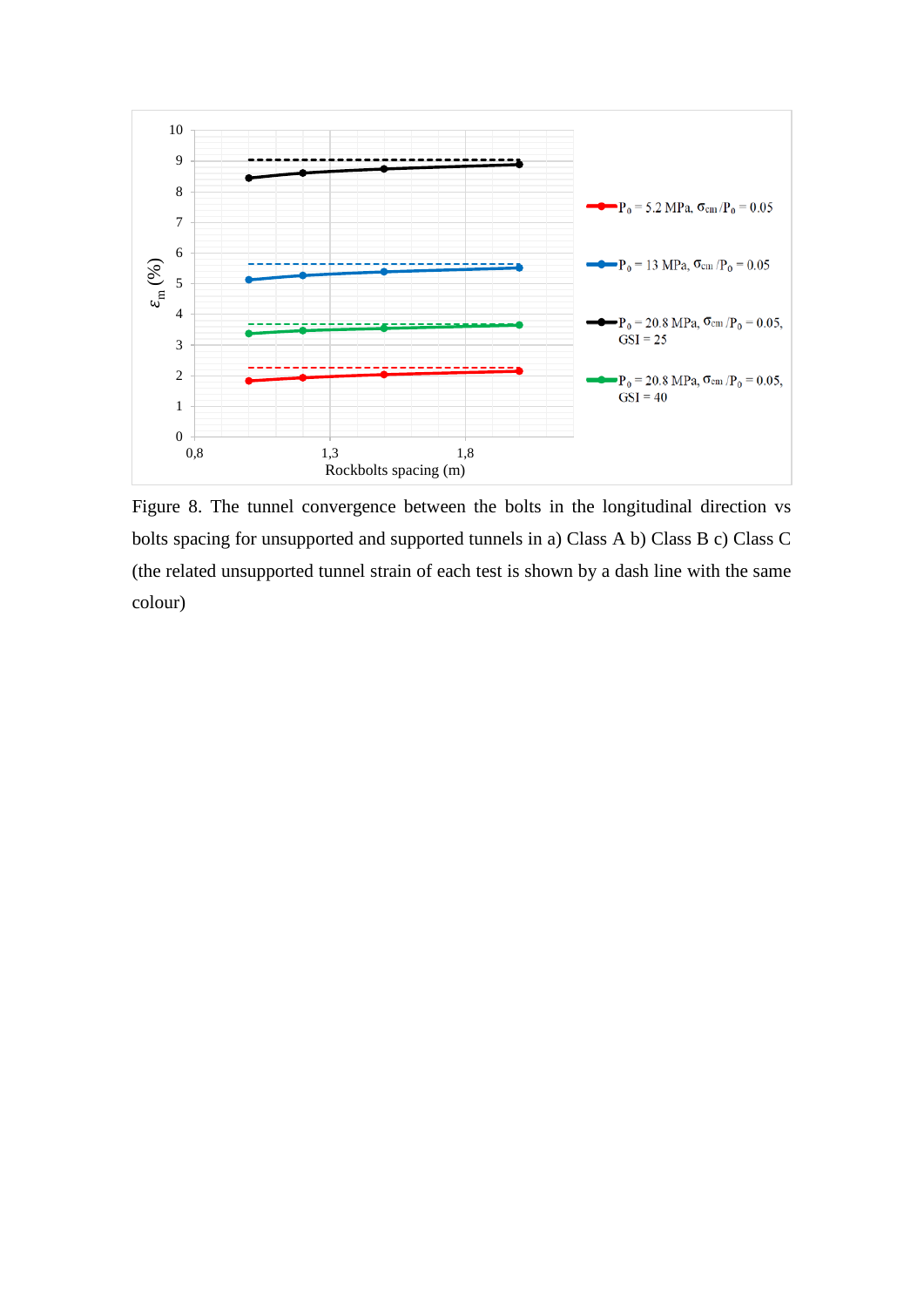Figure 8. The tunnel convergence between the bolts in the longitudinal direction vs bolts spacing for unsupported and supported tunnels in a) Class A b) Class B c) Class C (the related unsupported tunnel strain of each test is shown by a dash line with the same colour)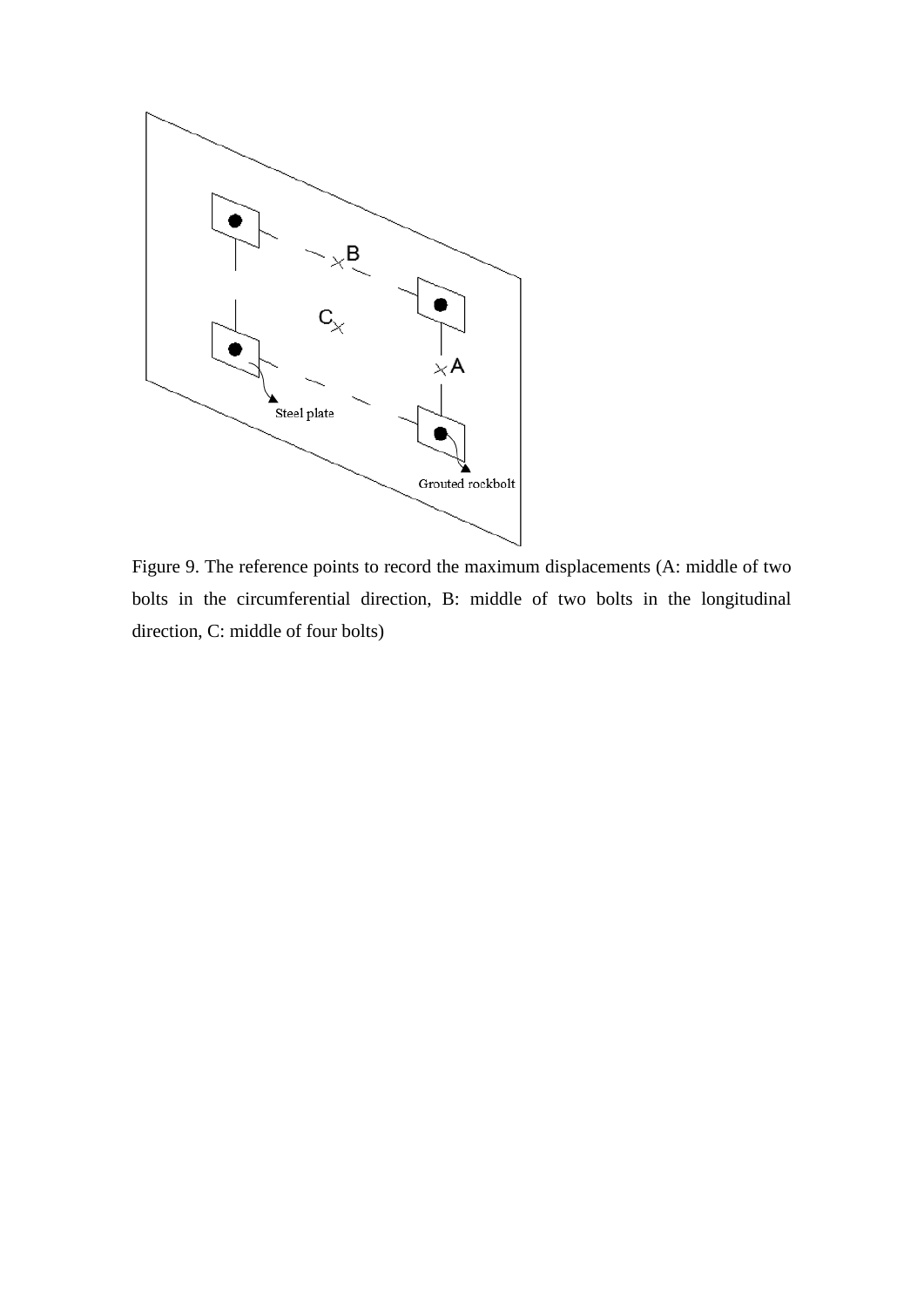Figure 9. The reference points to record the maximum displacements (A: middle of two bolts in the circumferential direction, B: middle of two bolts in the longitudinal direction, C: middle of four bolts)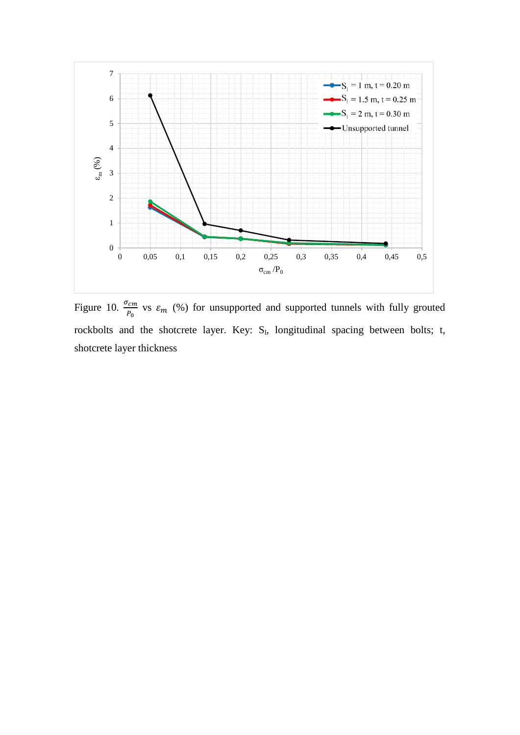Figure 10. $\frac{\sigma_{cm}}{P_0}$ vs $\varepsilon_m$ (%) for unsupported and supported tunnels with fully grouted rockbolts and the shotcrete layer. Key: $S_l$, longitudinal spacing between bolts; t, shotcrete layer thickness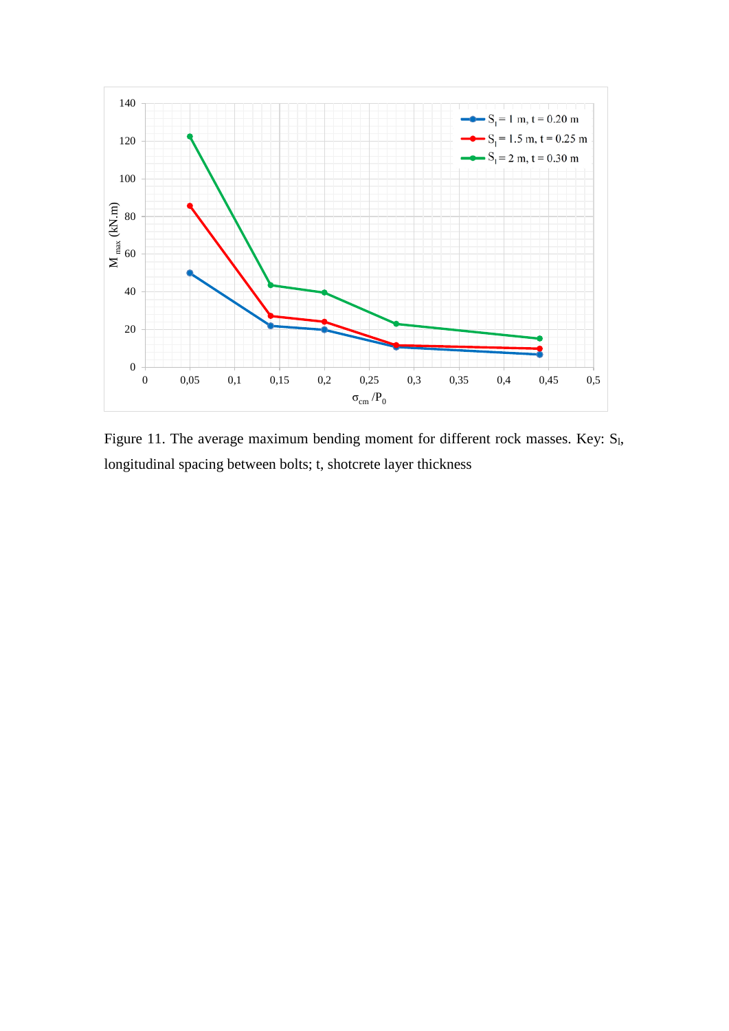140

120

100

80

60

40

20

0

$M_{max}$ (kN.m)

0 0,05 0,1 0,15 0,2 0,25 0,3 0,35 0,4 0,45 0,5

$\sigma_{cm}/P_0$

$S_l$ = 1 m, t = 0.20 m

$S_l$ = 1.5 m, t = 0.25 m

$S_l$ = 2 m, t = 0.30 m

Figure 11. The average maximum bending moment for different rock masses. Key: $S_l$, longitudinal spacing between bolts; t, shotcrete layer thickness